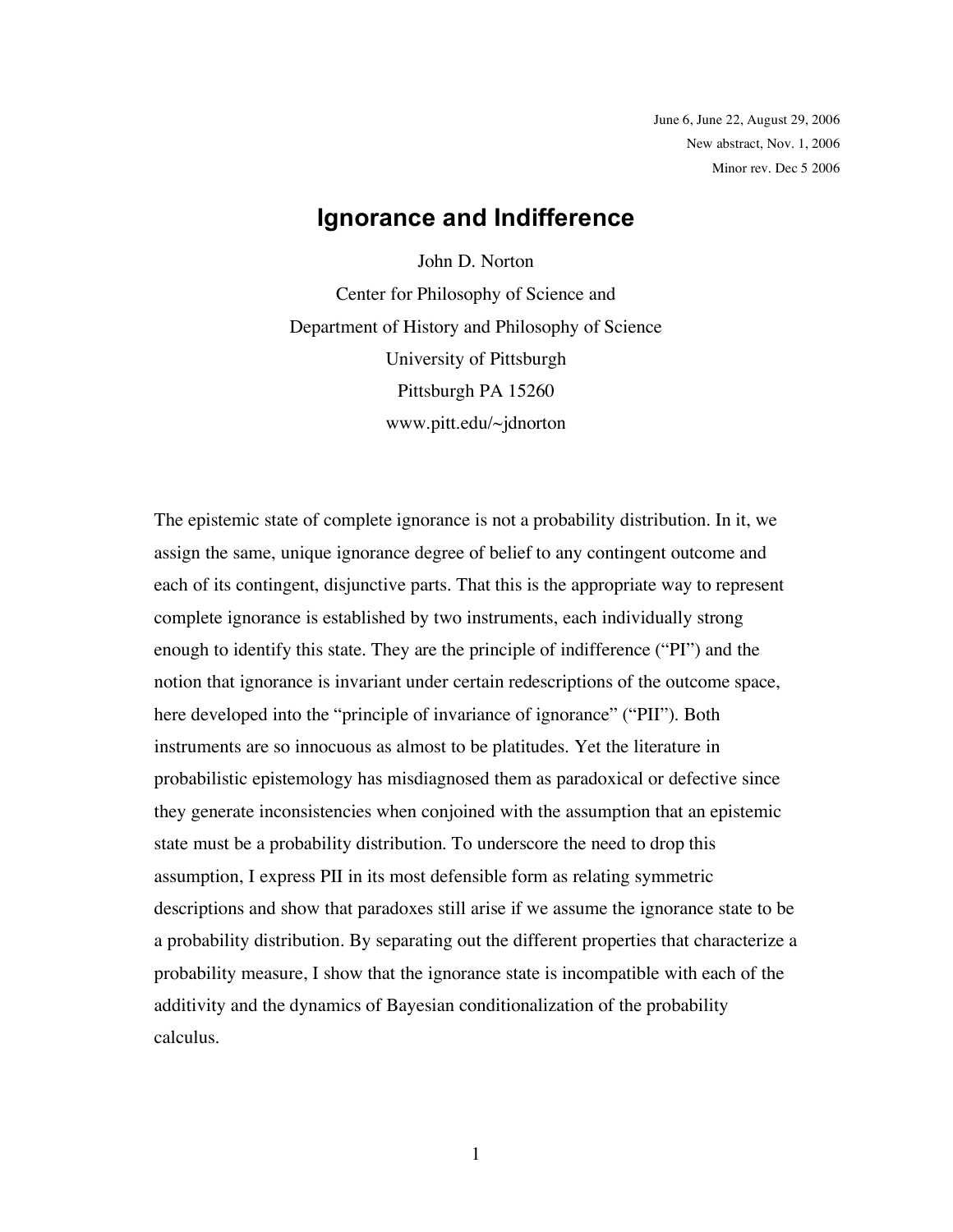June 6, June 22, August 29, 2006

New abstract, Nov. 1, 2006

Minor rev. Dec 5 2006

# Ignorance and Indifference

John D. Norton

Center for Philosophy of Science and

Department of History and Philosophy of Science

University of Pittsburgh

Pittsburgh PA 15260

www.pitt.edu/~jdnorton

The epistemic state of complete ignorance is not a probability distribution. In it, we assign the same, unique ignorance degree of belief to any contingent outcome and each of its contingent, disjunctive parts. That this is the appropriate way to represent complete ignorance is established by two instruments, each individually strong enough to identify this state. They are the principle of indifference ("PI") and the notion that ignorance is invariant under certain redescriptions of the outcome space, here developed into the "principle of invariance of ignorance" ("PII"). Both instruments are so innocuous as almost to be platitudes. Yet the literature in probabilistic epistemology has misdiagnosed them as paradoxical or defective since they generate inconsistencies when conjoined with the assumption that an epistemic state must be a probability distribution. To underscore the need to drop this assumption, I express PII in its most defensible form as relating symmetric descriptions and show that paradoxes still arise if we assume the ignorance state to be a probability distribution. By separating out the different properties that characterize a probability measure, I show that the ignorance state is incompatible with each of the additivity and the dynamics of Bayesian conditionalization of the probability calculus.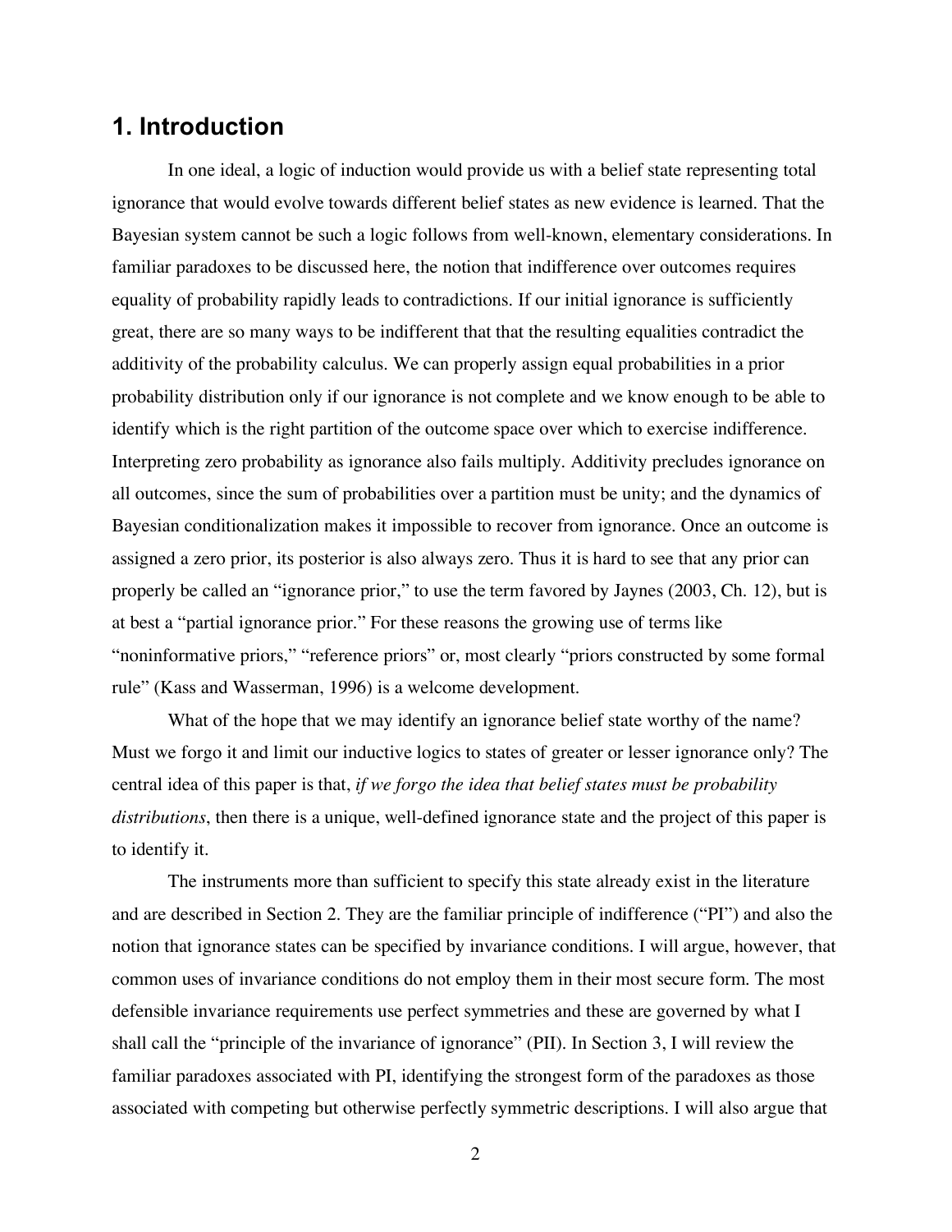## 1. Introduction

In one ideal, a logic of induction would provide us with a belief state representing total ignorance that would evolve towards different belief states as new evidence is learned. That the Bayesian system cannot be such a logic follows from well-known, elementary considerations. In familiar paradoxes to be discussed here, the notion that indifference over outcomes requires equality of probability rapidly leads to contradictions. If our initial ignorance is sufficiently great, there are so many ways to be indifferent that that the resulting equalities contradict the additivity of the probability calculus. We can properly assign equal probabilities in a prior probability distribution only if our ignorance is not complete and we know enough to be able to identify which is the right partition of the outcome space over which to exercise indifference. Interpreting zero probability as ignorance also fails multiply. Additivity precludes ignorance on all outcomes, since the sum of probabilities over a partition must be unity; and the dynamics of Bayesian conditionalization makes it impossible to recover from ignorance. Once an outcome is assigned a zero prior, its posterior is also always zero. Thus it is hard to see that any prior can properly be called an "ignorance prior," to use the term favored by Jaynes (2003, Ch. 12), but is at best a "partial ignorance prior." For these reasons the growing use of terms like "noninformative priors," "reference priors" or, most clearly "priors constructed by some formal rule" (Kass and Wasserman, 1996) is a welcome development.

What of the hope that we may identify an ignorance belief state worthy of the name? Must we forgo it and limit our inductive logics to states of greater or lesser ignorance only? The central idea of this paper is that, *if we forgo the idea that belief states must be probability distributions*, then there is a unique, well-defined ignorance state and the project of this paper is to identify it.

The instruments more than sufficient to specify this state already exist in the literature and are described in Section 2. They are the familiar principle of indifference ("PI") and also the notion that ignorance states can be specified by invariance conditions. I will argue, however, that common uses of invariance conditions do not employ them in their most secure form. The most defensible invariance requirements use perfect symmetries and these are governed by what I shall call the "principle of the invariance of ignorance" (PII). In Section 3, I will review the familiar paradoxes associated with PI, identifying the strongest form of the paradoxes as those associated with competing but otherwise perfectly symmetric descriptions. I will also argue that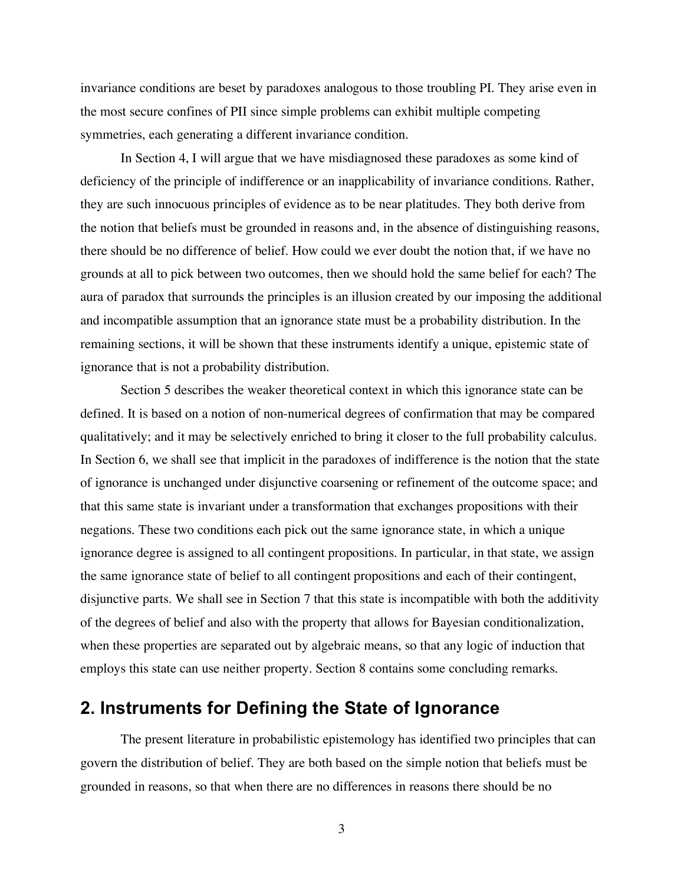invariance conditions are beset by paradoxes analogous to those troubling PI. They arise even in the most secure confines of PII since simple problems can exhibit multiple competing symmetries, each generating a different invariance condition.

In Section 4, I will argue that we have misdiagnosed these paradoxes as some kind of deficiency of the principle of indifference or an inapplicability of invariance conditions. Rather, they are such innocuous principles of evidence as to be near platitudes. They both derive from the notion that beliefs must be grounded in reasons and, in the absence of distinguishing reasons, there should be no difference of belief. How could we ever doubt the notion that, if we have no grounds at all to pick between two outcomes, then we should hold the same belief for each? The aura of paradox that surrounds the principles is an illusion created by our imposing the additional and incompatible assumption that an ignorance state must be a probability distribution. In the remaining sections, it will be shown that these instruments identify a unique, epistemic state of ignorance that is not a probability distribution.

Section 5 describes the weaker theoretical context in which this ignorance state can be defined. It is based on a notion of non-numerical degrees of confirmation that may be compared qualitatively; and it may be selectively enriched to bring it closer to the full probability calculus. In Section 6, we shall see that implicit in the paradoxes of indifference is the notion that the state of ignorance is unchanged under disjunctive coarsening or refinement of the outcome space; and that this same state is invariant under a transformation that exchanges propositions with their negations. These two conditions each pick out the same ignorance state, in which a unique ignorance degree is assigned to all contingent propositions. In particular, in that state, we assign the same ignorance state of belief to all contingent propositions and each of their contingent, disjunctive parts. We shall see in Section 7 that this state is incompatible with both the additivity of the degrees of belief and also with the property that allows for Bayesian conditionalization, when these properties are separated out by algebraic means, so that any logic of induction that employs this state can use neither property. Section 8 contains some concluding remarks.

## 2. Instruments for Defining the State of Ignorance

The present literature in probabilistic epistemology has identified two principles that can govern the distribution of belief. They are both based on the simple notion that beliefs must be grounded in reasons, so that when there are no differences in reasons there should be no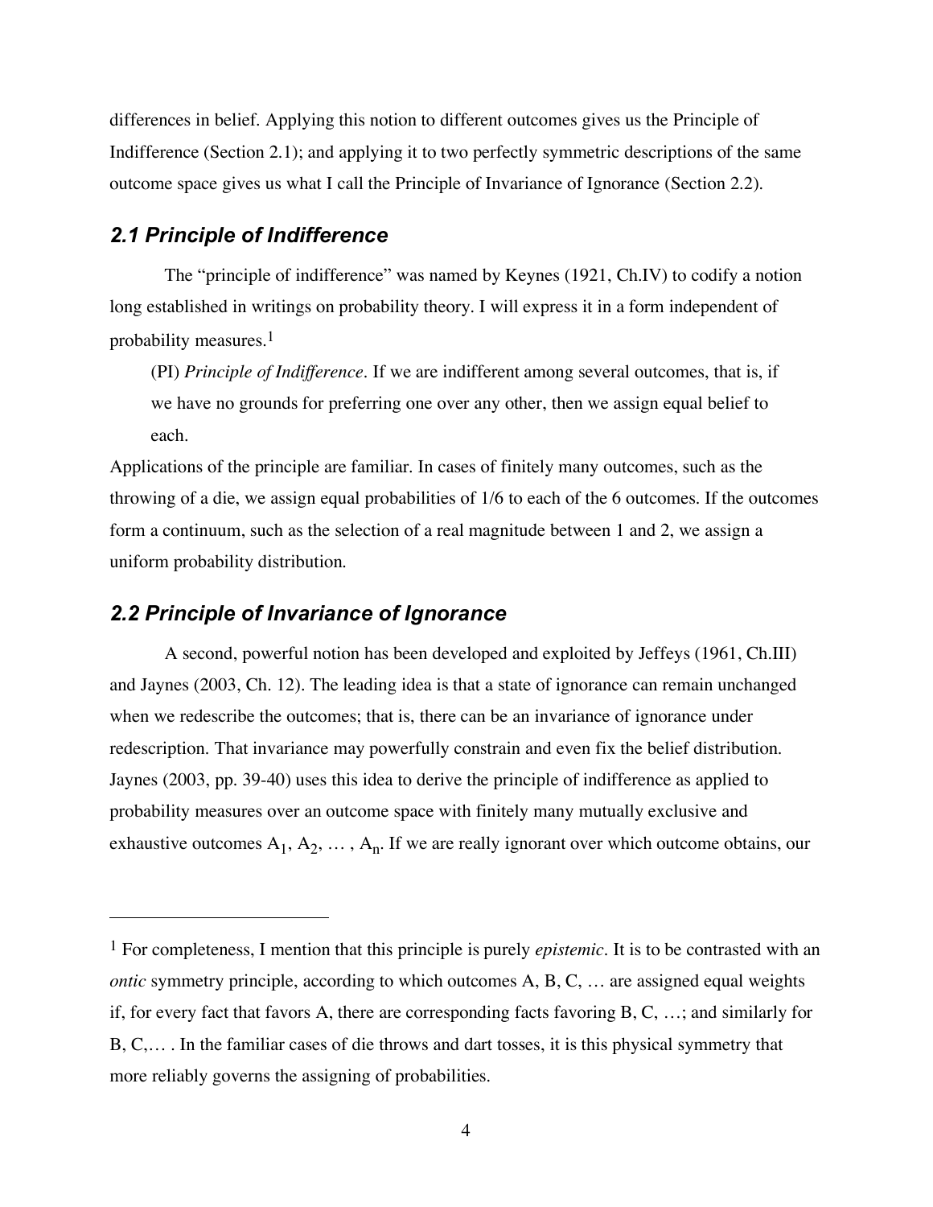differences in belief. Applying this notion to different outcomes gives us the Principle of Indifference (Section 2.1); and applying it to two perfectly symmetric descriptions of the same outcome space gives us what I call the Principle of Invariance of Ignorance (Section 2.2).

## *2.1 Principle of Indifference*

The "principle of indifference" was named by Keynes (1921, Ch.IV) to codify a notion long established in writings on probability theory. I will express it in a form independent of probability measures.[1]

> (PI) *Principle of Indifference*. If we are indifferent among several outcomes, that is, if we have no grounds for preferring one over any other, then we assign equal belief to each.

Applications of the principle are familiar. In cases of finitely many outcomes, such as the throwing of a die, we assign equal probabilities of 1/6 to each of the 6 outcomes. If the outcomes form a continuum, such as the selection of a real magnitude between 1 and 2, we assign a uniform probability distribution.

## *2.2 Principle of Invariance of Ignorance*

A second, powerful notion has been developed and exploited by Jeffeys (1961, Ch.III) and Jaynes (2003, Ch. 12). The leading idea is that a state of ignorance can remain unchanged when we redescribe the outcomes; that is, there can be an invariance of ignorance under redescription. That invariance may powerfully constrain and even fix the belief distribution. Jaynes (2003, pp. 39-40) uses this idea to derive the principle of indifference as applied to probability measures over an outcome space with finitely many mutually exclusive and exhaustive outcomes $A_1, A_2, \ldots, A_n$. If we are really ignorant over which outcome obtains, our

---

[1] For completeness, I mention that this principle is purely *epistemic*. It is to be contrasted with an *ontic* symmetry principle, according to which outcomes A, B, C, … are assigned equal weights if, for every fact that favors A, there are corresponding facts favoring B, C, …; and similarly for B, C,… . In the familiar cases of die throws and dart tosses, it is this physical symmetry that more reliably governs the assigning of probabilities.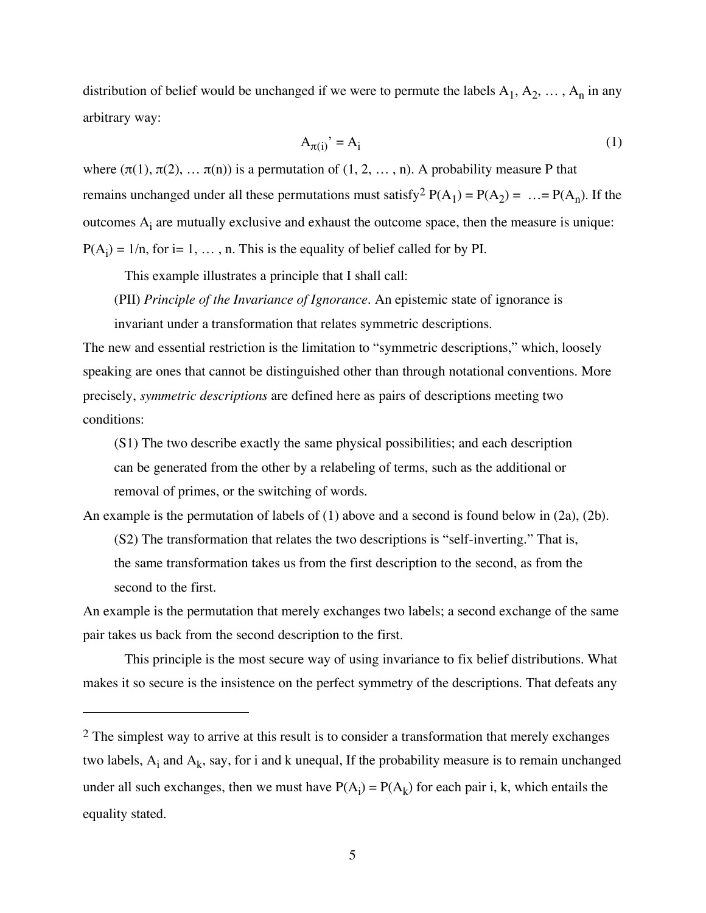distribution of belief would be unchanged if we were to permute the labels $A_1, A_2, \ldots, A_n$ in any arbitrary way:

$$A_{\pi(i)}' = A_i \quad (1)$$

where $(\pi(1), \pi(2), \ldots \pi(n))$ is a permutation of $(1, 2, \ldots, n)$. A probability measure P that remains unchanged under all these permutations must satisfy[2] $P(A_1) = P(A_2) = \ldots = P(A_n)$. If the outcomes $A_i$ are mutually exclusive and exhaust the outcome space, then the measure is unique: $P(A_i) = 1/n$, for $i = 1, \ldots, n$. This is the equality of belief called for by PI.

This example illustrates a principle that I shall call:

(PII) *Principle of the Invariance of Ignorance*. An epistemic state of ignorance is invariant under a transformation that relates symmetric descriptions.

The new and essential restriction is the limitation to "symmetric descriptions," which, loosely speaking are ones that cannot be distinguished other than through notational conventions. More precisely, *symmetric descriptions* are defined here as pairs of descriptions meeting two conditions:

(S1) The two describe exactly the same physical possibilities; and each description can be generated from the other by a relabeling of terms, such as the additional or removal of primes, or the switching of words.

An example is the permutation of labels of (1) above and a second is found below in (2a), (2b).

(S2) The transformation that relates the two descriptions is "self-inverting." That is, the same transformation takes us from the first description to the second, as from the second to the first.

An example is the permutation that merely exchanges two labels; a second exchange of the same pair takes us back from the second description to the first.

This principle is the most secure way of using invariance to fix belief distributions. What makes it so secure is the insistence on the perfect symmetry of the descriptions. That defeats any

---

[2] The simplest way to arrive at this result is to consider a transformation that merely exchanges two labels, $A_i$ and $A_k$, say, for i and k unequal, If the probability measure is to remain unchanged under all such exchanges, then we must have $P(A_i) = P(A_k)$ for each pair i, k, which entails the equality stated.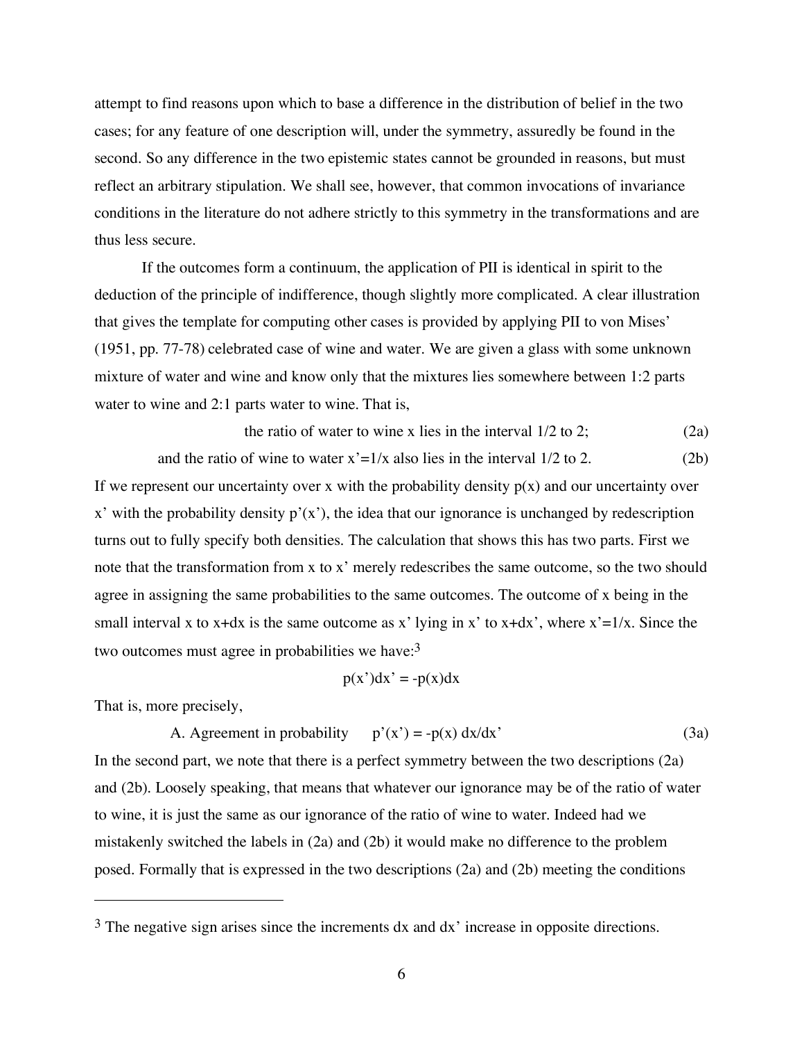attempt to find reasons upon which to base a difference in the distribution of belief in the two cases; for any feature of one description will, under the symmetry, assuredly be found in the second. So any difference in the two epistemic states cannot be grounded in reasons, but must reflect an arbitrary stipulation. We shall see, however, that common invocations of invariance conditions in the literature do not adhere strictly to this symmetry in the transformations and are thus less secure.

If the outcomes form a continuum, the application of PII is identical in spirit to the deduction of the principle of indifference, though slightly more complicated. A clear illustration that gives the template for computing other cases is provided by applying PII to von Mises' (1951, pp. 77-78) celebrated case of wine and water. We are given a glass with some unknown mixture of water and wine and know only that the mixtures lies somewhere between 1:2 parts water to wine and 2:1 parts water to wine. That is,

$$\text{the ratio of water to wine } x \text{ lies in the interval } 1/2 \text{ to } 2; \tag{2a}$$

$$\text{and the ratio of wine to water } x'=1/x \text{ also lies in the interval } 1/2 \text{ to } 2. \tag{2b}$$

If we represent our uncertainty over x with the probability density $p(x)$ and our uncertainty over $x'$ with the probability density $p'(x')$, the idea that our ignorance is unchanged by redescription turns out to fully specify both densities. The calculation that shows this has two parts. First we note that the transformation from x to x' merely redescribes the same outcome, so the two should agree in assigning the same probabilities to the same outcomes. The outcome of x being in the small interval x to x+dx is the same outcome as x' lying in x' to x+dx', where $x'=1/x$. Since the two outcomes must agree in probabilities we have:[3]

$$p(x')dx' = -p(x)dx$$

That is, more precisely,

$$\text{A. Agreement in probability} \qquad p'(x') = -p(x)\, dx/dx' \tag{3a}$$

In the second part, we note that there is a perfect symmetry between the two descriptions (2a) and (2b). Loosely speaking, that means that whatever our ignorance may be of the ratio of water to wine, it is just the same as our ignorance of the ratio of wine to water. Indeed had we mistakenly switched the labels in (2a) and (2b) it would make no difference to the problem posed. Formally that is expressed in the two descriptions (2a) and (2b) meeting the conditions

---

[3] The negative sign arises since the increments dx and dx' increase in opposite directions.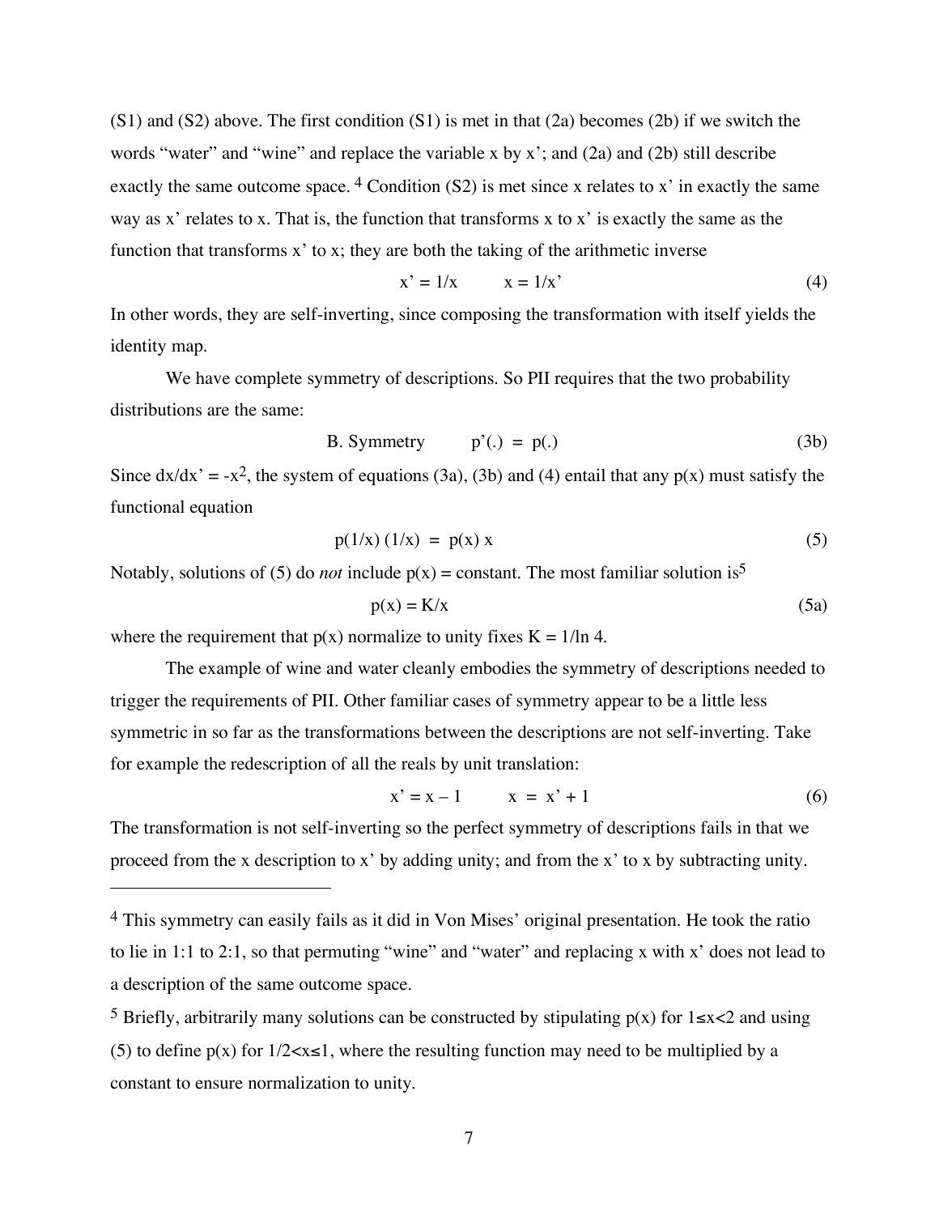(S1) and (S2) above. The first condition (S1) is met in that (2a) becomes (2b) if we switch the words "water" and "wine" and replace the variable x by x'; and (2a) and (2b) still describe exactly the same outcome space.[4] Condition (S2) is met since x relates to x' in exactly the same way as x' relates to x. That is, the function that transforms x to x' is exactly the same as the function that transforms x' to x; they are both the taking of the arithmetic inverse

$$x' = 1/x \qquad x = 1/x' \tag{4}$$

In other words, they are self-inverting, since composing the transformation with itself yields the identity map.

We have complete symmetry of descriptions. So PII requires that the two probability distributions are the same:

$$\text{B. Symmetry} \qquad p'(.) = p(.) \tag{3b}$$

Since $dx/dx' = -x^2$, the system of equations (3a), (3b) and (4) entail that any p(x) must satisfy the functional equation

$$p(1/x)\,(1/x) = p(x)\,x \tag{5}$$

Notably, solutions of (5) do *not* include p(x) = constant. The most familiar solution is[5]

$$p(x) = K/x \tag{5a}$$

where the requirement that p(x) normalize to unity fixes K = 1/ln 4.

The example of wine and water cleanly embodies the symmetry of descriptions needed to trigger the requirements of PII. Other familiar cases of symmetry appear to be a little less symmetric in so far as the transformations between the descriptions are not self-inverting. Take for example the redescription of all the reals by unit translation:

$$x' = x - 1 \qquad x = x' + 1 \tag{6}$$

The transformation is not self-inverting so the perfect symmetry of descriptions fails in that we proceed from the x description to x' by adding unity; and from the x' to x by subtracting unity.

---

[4] This symmetry can easily fails as it did in Von Mises' original presentation. He took the ratio to lie in 1:1 to 2:1, so that permuting "wine" and "water" and replacing x with x' does not lead to a description of the same outcome space.

[5] Briefly, arbitrarily many solutions can be constructed by stipulating p(x) for $1 \le x < 2$ and using (5) to define p(x) for $1/2 < x \le 1$, where the resulting function may need to be multiplied by a constant to ensure normalization to unity.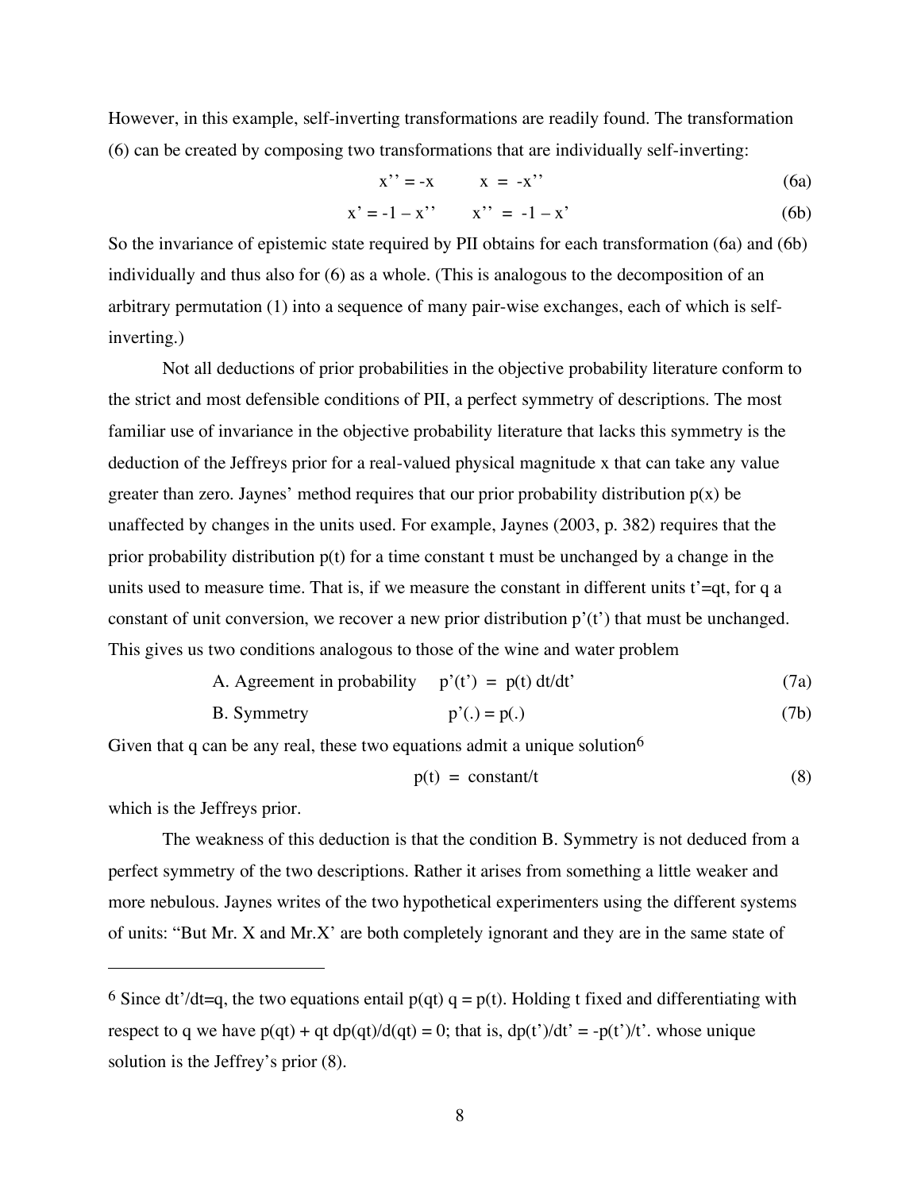However, in this example, self-inverting transformations are readily found. The transformation (6) can be created by composing two transformations that are individually self-inverting:

$$x'' = -x \qquad x = -x'' \tag{6a}$$

$$x' = -1 - x'' \qquad x'' = -1 - x' \tag{6b}$$

So the invariance of epistemic state required by PII obtains for each transformation (6a) and (6b) individually and thus also for (6) as a whole. (This is analogous to the decomposition of an arbitrary permutation (1) into a sequence of many pair-wise exchanges, each of which is self-inverting.)

Not all deductions of prior probabilities in the objective probability literature conform to the strict and most defensible conditions of PII, a perfect symmetry of descriptions. The most familiar use of invariance in the objective probability literature that lacks this symmetry is the deduction of the Jeffreys prior for a real-valued physical magnitude x that can take any value greater than zero. Jaynes' method requires that our prior probability distribution $p(x)$ be unaffected by changes in the units used. For example, Jaynes (2003, p. 382) requires that the prior probability distribution $p(t)$ for a time constant t must be unchanged by a change in the units used to measure time. That is, if we measure the constant in different units $t'=qt$, for q a constant of unit conversion, we recover a new prior distribution $p'(t')$ that must be unchanged. This gives us two conditions analogous to those of the wine and water problem

A. Agreement in probability $\quad p'(t') = p(t)\, dt/dt' \qquad$ (7a)

B. Symmetry $\quad p'(.) = p(.) \qquad$ (7b)

Given that q can be any real, these two equations admit a unique solution[6]

$$p(t) = \text{constant}/t \tag{8}$$

which is the Jeffreys prior.

The weakness of this deduction is that the condition B. Symmetry is not deduced from a perfect symmetry of the two descriptions. Rather it arises from something a little weaker and more nebulous. Jaynes writes of the two hypothetical experimenters using the different systems of units: "But Mr. X and Mr.X' are both completely ignorant and they are in the same state of

---

[6] Since $dt'/dt=q$, the two equations entail $p(qt)\, q = p(t)$. Holding t fixed and differentiating with respect to q we have $p(qt) + qt\, dp(qt)/d(qt) = 0$; that is, $dp(t')/dt' = -p(t')/t'$. whose unique solution is the Jeffrey's prior (8).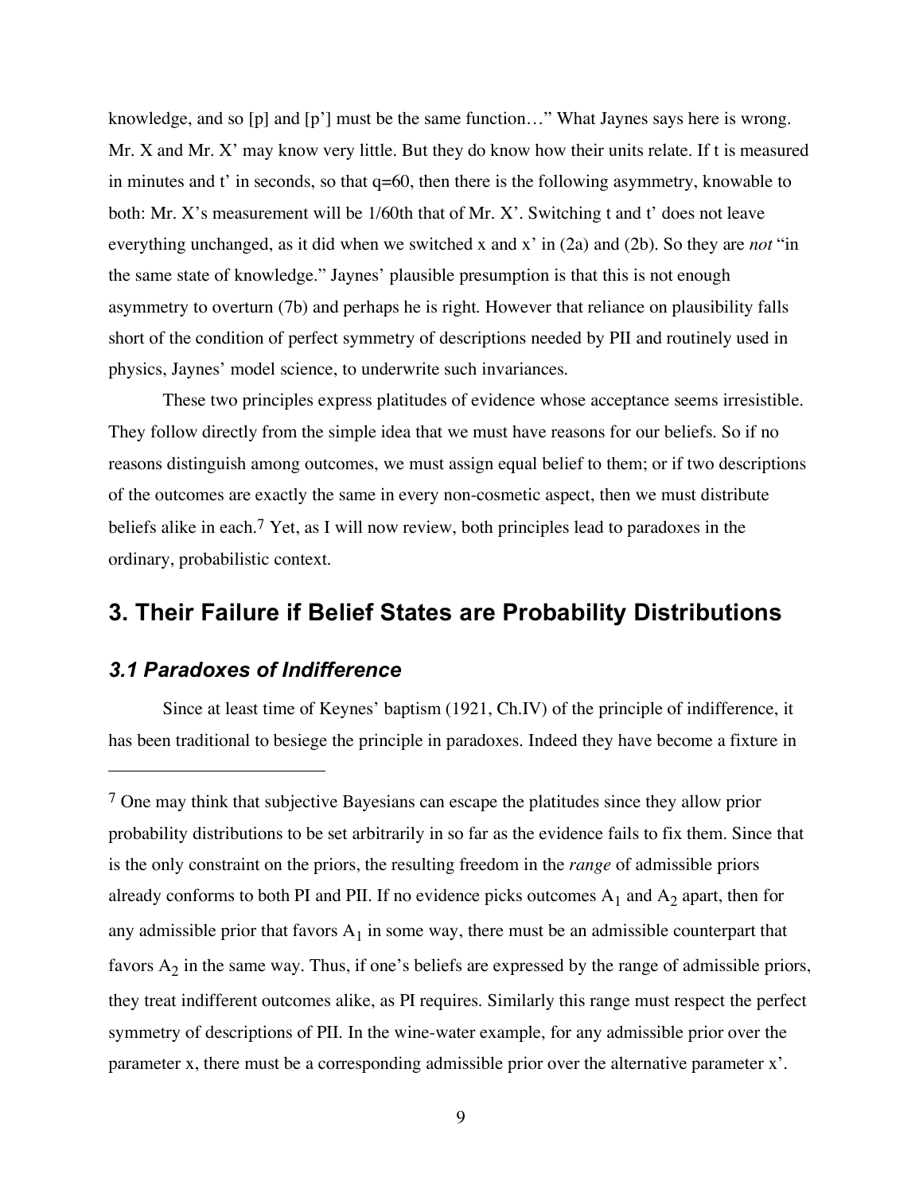knowledge, and so [p] and [p'] must be the same function…" What Jaynes says here is wrong. Mr. X and Mr. X' may know very little. But they do know how their units relate. If t is measured in minutes and t' in seconds, so that q=60, then there is the following asymmetry, knowable to both: Mr. X's measurement will be 1/60th that of Mr. X'. Switching t and t' does not leave everything unchanged, as it did when we switched x and x' in (2a) and (2b). So they are *not* "in the same state of knowledge." Jaynes' plausible presumption is that this is not enough asymmetry to overturn (7b) and perhaps he is right. However that reliance on plausibility falls short of the condition of perfect symmetry of descriptions needed by PII and routinely used in physics, Jaynes' model science, to underwrite such invariances.

These two principles express platitudes of evidence whose acceptance seems irresistible. They follow directly from the simple idea that we must have reasons for our beliefs. So if no reasons distinguish among outcomes, we must assign equal belief to them; or if two descriptions of the outcomes are exactly the same in every non-cosmetic aspect, then we must distribute beliefs alike in each.[7] Yet, as I will now review, both principles lead to paradoxes in the ordinary, probabilistic context.

## 3. Their Failure if Belief States are Probability Distributions

### *3.1 Paradoxes of Indifference*

Since at least time of Keynes' baptism (1921, Ch.IV) of the principle of indifference, it has been traditional to besiege the principle in paradoxes. Indeed they have become a fixture in

[7] One may think that subjective Bayesians can escape the platitudes since they allow prior probability distributions to be set arbitrarily in so far as the evidence fails to fix them. Since that is the only constraint on the priors, the resulting freedom in the *range* of admissible priors already conforms to both PI and PII. If no evidence picks outcomes $A_1$ and $A_2$ apart, then for any admissible prior that favors $A_1$ in some way, there must be an admissible counterpart that favors $A_2$ in the same way. Thus, if one's beliefs are expressed by the range of admissible priors, they treat indifferent outcomes alike, as PI requires. Similarly this range must respect the perfect symmetry of descriptions of PII. In the wine-water example, for any admissible prior over the parameter x, there must be a corresponding admissible prior over the alternative parameter x'.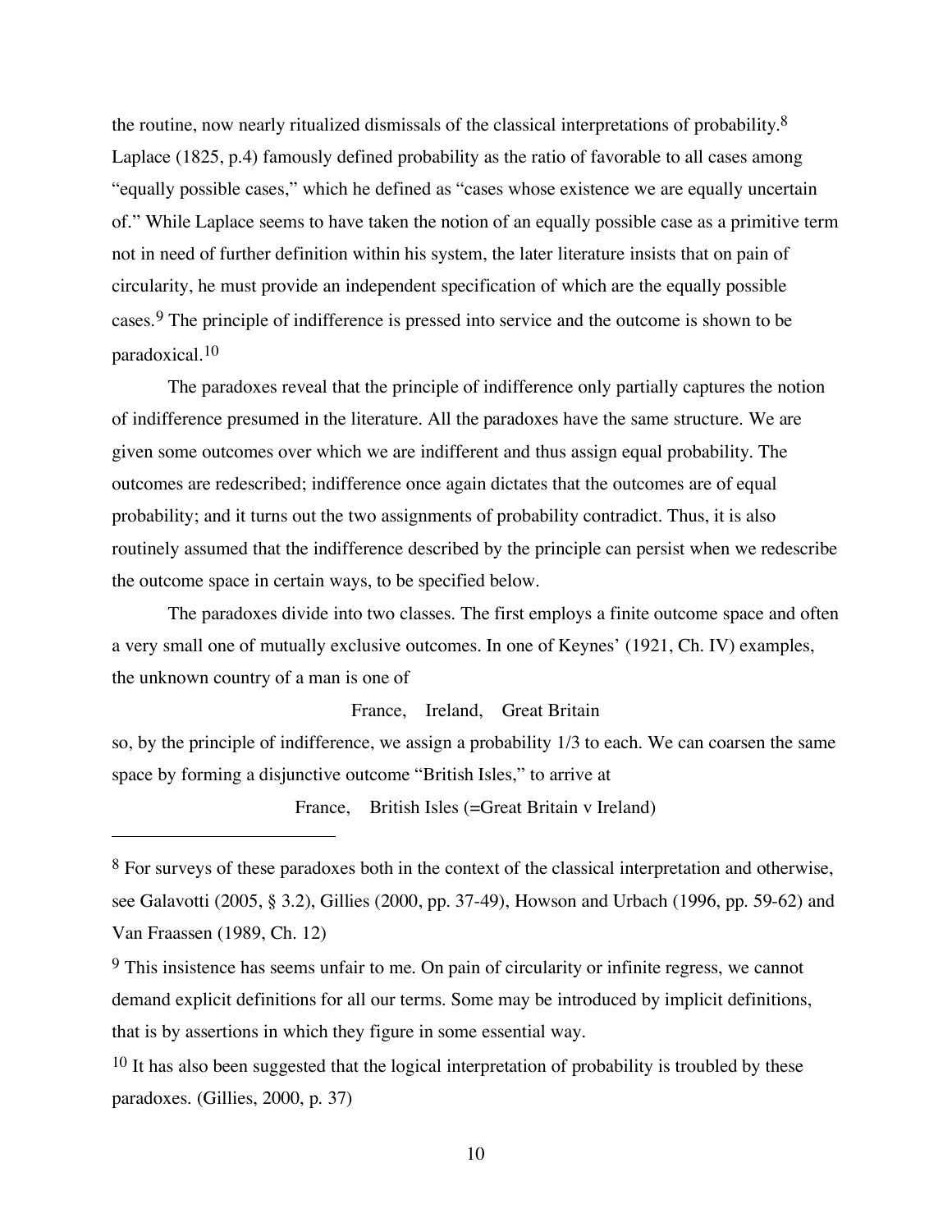the routine, now nearly ritualized dismissals of the classical interpretations of probability.[8] Laplace (1825, p.4) famously defined probability as the ratio of favorable to all cases among "equally possible cases," which he defined as "cases whose existence we are equally uncertain of." While Laplace seems to have taken the notion of an equally possible case as a primitive term not in need of further definition within his system, the later literature insists that on pain of circularity, he must provide an independent specification of which are the equally possible cases.[9] The principle of indifference is pressed into service and the outcome is shown to be paradoxical.[10]

The paradoxes reveal that the principle of indifference only partially captures the notion of indifference presumed in the literature. All the paradoxes have the same structure. We are given some outcomes over which we are indifferent and thus assign equal probability. The outcomes are redescribed; indifference once again dictates that the outcomes are of equal probability; and it turns out the two assignments of probability contradict. Thus, it is also routinely assumed that the indifference described by the principle can persist when we redescribe the outcome space in certain ways, to be specified below.

The paradoxes divide into two classes. The first employs a finite outcome space and often a very small one of mutually exclusive outcomes. In one of Keynes' (1921, Ch. IV) examples, the unknown country of a man is one of

France, Ireland, Great Britain

so, by the principle of indifference, we assign a probability 1/3 to each. We can coarsen the same space by forming a disjunctive outcome "British Isles," to arrive at

France, British Isles (=Great Britain v Ireland)

---

[8] For surveys of these paradoxes both in the context of the classical interpretation and otherwise, see Galavotti (2005, § 3.2), Gillies (2000, pp. 37-49), Howson and Urbach (1996, pp. 59-62) and Van Fraassen (1989, Ch. 12)

[9] This insistence has seems unfair to me. On pain of circularity or infinite regress, we cannot demand explicit definitions for all our terms. Some may be introduced by implicit definitions, that is by assertions in which they figure in some essential way.

[10] It has also been suggested that the logical interpretation of probability is troubled by these paradoxes. (Gillies, 2000, p. 37)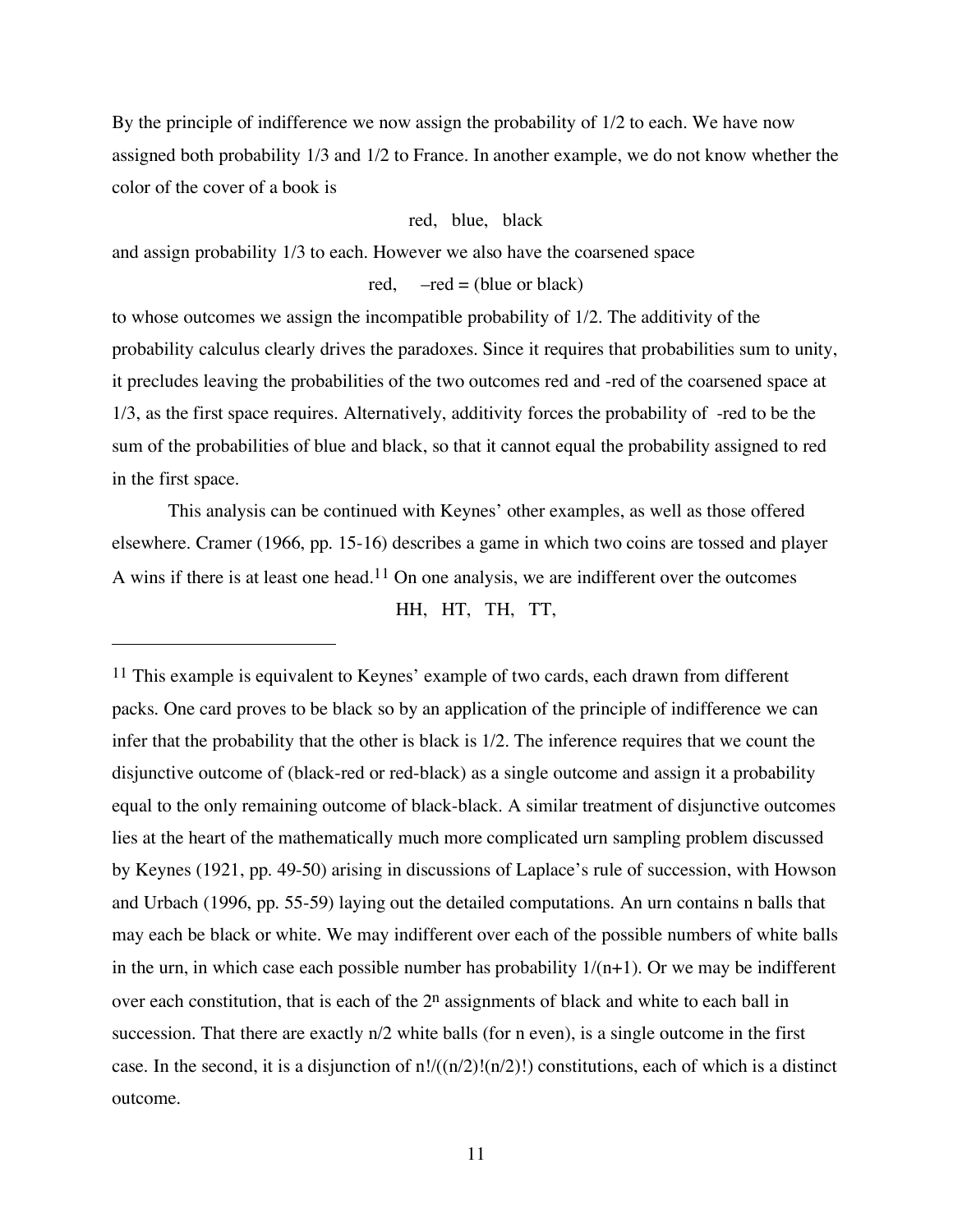By the principle of indifference we now assign the probability of 1/2 to each. We have now assigned both probability 1/3 and 1/2 to France. In another example, we do not know whether the color of the cover of a book is

red, blue, black

and assign probability 1/3 to each. However we also have the coarsened space

red, –red = (blue or black)

to whose outcomes we assign the incompatible probability of 1/2. The additivity of the probability calculus clearly drives the paradoxes. Since it requires that probabilities sum to unity, it precludes leaving the probabilities of the two outcomes red and -red of the coarsened space at 1/3, as the first space requires. Alternatively, additivity forces the probability of -red to be the sum of the probabilities of blue and black, so that it cannot equal the probability assigned to red in the first space.

This analysis can be continued with Keynes' other examples, as well as those offered elsewhere. Cramer (1966, pp. 15-16) describes a game in which two coins are tossed and player A wins if there is at least one head.[11] On one analysis, we are indifferent over the outcomes

HH, HT, TH, TT,

---

[11] This example is equivalent to Keynes' example of two cards, each drawn from different packs. One card proves to be black so by an application of the principle of indifference we can infer that the probability that the other is black is 1/2. The inference requires that we count the disjunctive outcome of (black-red or red-black) as a single outcome and assign it a probability equal to the only remaining outcome of black-black. A similar treatment of disjunctive outcomes lies at the heart of the mathematically much more complicated urn sampling problem discussed by Keynes (1921, pp. 49-50) arising in discussions of Laplace's rule of succession, with Howson and Urbach (1996, pp. 55-59) laying out the detailed computations. An urn contains n balls that may each be black or white. We may indifferent over each of the possible numbers of white balls in the urn, in which case each possible number has probability $1/(n+1)$. Or we may be indifferent over each constitution, that is each of the $2^n$ assignments of black and white to each ball in succession. That there are exactly $n/2$ white balls (for n even), is a single outcome in the first case. In the second, it is a disjunction of $n!/((n/2)!(n/2)!)$ constitutions, each of which is a distinct outcome.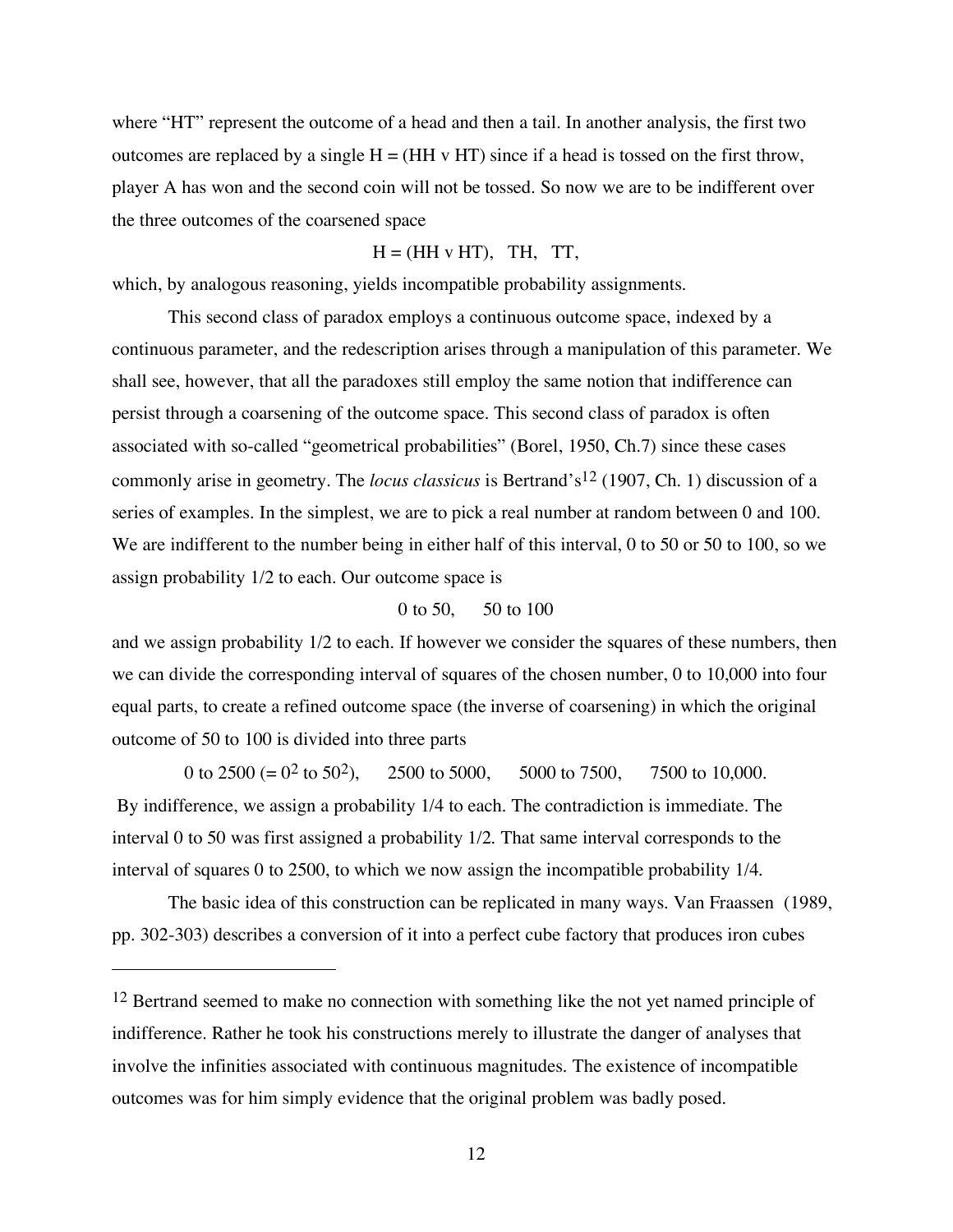where "HT" represent the outcome of a head and then a tail. In another analysis, the first two outcomes are replaced by a single H = (HH v HT) since if a head is tossed on the first throw, player A has won and the second coin will not be tossed. So now we are to be indifferent over the three outcomes of the coarsened space

H = (HH v HT),   TH,   TT,

which, by analogous reasoning, yields incompatible probability assignments.

This second class of paradox employs a continuous outcome space, indexed by a continuous parameter, and the redescription arises through a manipulation of this parameter. We shall see, however, that all the paradoxes still employ the same notion that indifference can persist through a coarsening of the outcome space. This second class of paradox is often associated with so-called "geometrical probabilities" (Borel, 1950, Ch.7) since these cases commonly arise in geometry. The *locus classicus* is Bertrand's[12] (1907, Ch. 1) discussion of a series of examples. In the simplest, we are to pick a real number at random between 0 and 100. We are indifferent to the number being in either half of this interval, 0 to 50 or 50 to 100, so we assign probability 1/2 to each. Our outcome space is

0 to 50,      50 to 100

and we assign probability 1/2 to each. If however we consider the squares of these numbers, then we can divide the corresponding interval of squares of the chosen number, 0 to 10,000 into four equal parts, to create a refined outcome space (the inverse of coarsening) in which the original outcome of 50 to 100 is divided into three parts

0 to 2500 (= $0^2$ to $50^2$),      2500 to 5000,      5000 to 7500,      7500 to 10,000.

By indifference, we assign a probability 1/4 to each. The contradiction is immediate. The interval 0 to 50 was first assigned a probability 1/2. That same interval corresponds to the interval of squares 0 to 2500, to which we now assign the incompatible probability 1/4.

The basic idea of this construction can be replicated in many ways. Van Fraassen (1989, pp. 302-303) describes a conversion of it into a perfect cube factory that produces iron cubes

---

[12] Bertrand seemed to make no connection with something like the not yet named principle of indifference. Rather he took his constructions merely to illustrate the danger of analyses that involve the infinities associated with continuous magnitudes. The existence of incompatible outcomes was for him simply evidence that the original problem was badly posed.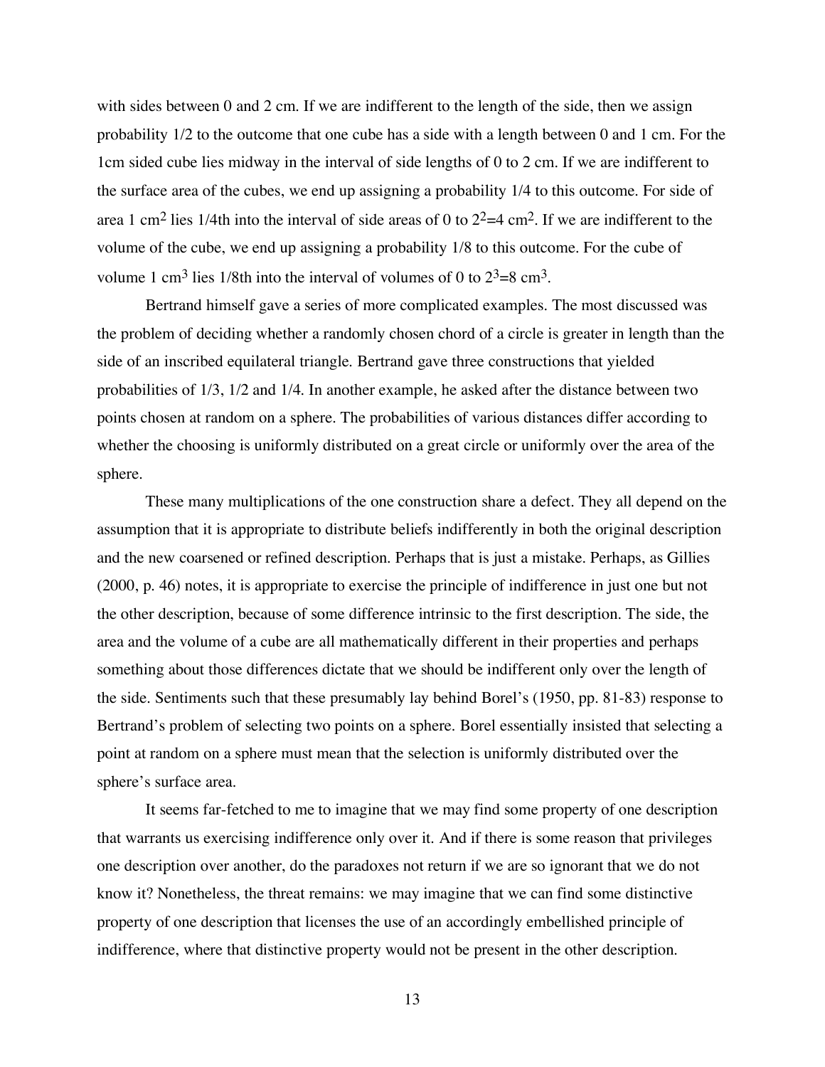with sides between 0 and 2 cm. If we are indifferent to the length of the side, then we assign probability 1/2 to the outcome that one cube has a side with a length between 0 and 1 cm. For the 1cm sided cube lies midway in the interval of side lengths of 0 to 2 cm. If we are indifferent to the surface area of the cubes, we end up assigning a probability 1/4 to this outcome. For side of area 1 $cm^2$ lies 1/4th into the interval of side areas of 0 to $2^2$=4 $cm^2$. If we are indifferent to the volume of the cube, we end up assigning a probability 1/8 to this outcome. For the cube of volume 1 $cm^3$ lies 1/8th into the interval of volumes of 0 to $2^3$=8 $cm^3$.

Bertrand himself gave a series of more complicated examples. The most discussed was the problem of deciding whether a randomly chosen chord of a circle is greater in length than the side of an inscribed equilateral triangle. Bertrand gave three constructions that yielded probabilities of 1/3, 1/2 and 1/4. In another example, he asked after the distance between two points chosen at random on a sphere. The probabilities of various distances differ according to whether the choosing is uniformly distributed on a great circle or uniformly over the area of the sphere.

These many multiplications of the one construction share a defect. They all depend on the assumption that it is appropriate to distribute beliefs indifferently in both the original description and the new coarsened or refined description. Perhaps that is just a mistake. Perhaps, as Gillies (2000, p. 46) notes, it is appropriate to exercise the principle of indifference in just one but not the other description, because of some difference intrinsic to the first description. The side, the area and the volume of a cube are all mathematically different in their properties and perhaps something about those differences dictate that we should be indifferent only over the length of the side. Sentiments such that these presumably lay behind Borel's (1950, pp. 81-83) response to Bertrand's problem of selecting two points on a sphere. Borel essentially insisted that selecting a point at random on a sphere must mean that the selection is uniformly distributed over the sphere's surface area.

It seems far-fetched to me to imagine that we may find some property of one description that warrants us exercising indifference only over it. And if there is some reason that privileges one description over another, do the paradoxes not return if we are so ignorant that we do not know it? Nonetheless, the threat remains: we may imagine that we can find some distinctive property of one description that licenses the use of an accordingly embellished principle of indifference, where that distinctive property would not be present in the other description.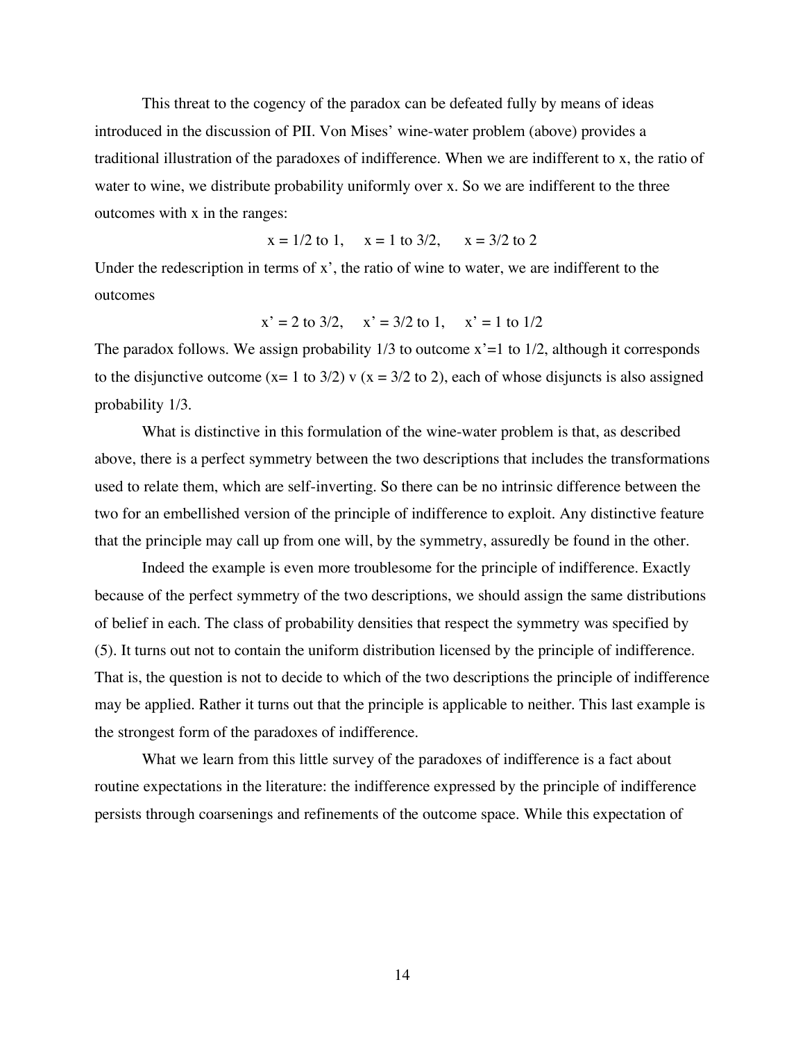This threat to the cogency of the paradox can be defeated fully by means of ideas introduced in the discussion of PII. Von Mises' wine-water problem (above) provides a traditional illustration of the paradoxes of indifference. When we are indifferent to x, the ratio of water to wine, we distribute probability uniformly over x. So we are indifferent to the three outcomes with x in the ranges:

$$x = 1/2 \text{ to } 1, \quad x = 1 \text{ to } 3/2, \quad x = 3/2 \text{ to } 2$$

Under the redescription in terms of x', the ratio of wine to water, we are indifferent to the outcomes

$$x' = 2 \text{ to } 3/2, \quad x' = 3/2 \text{ to } 1, \quad x' = 1 \text{ to } 1/2$$

The paradox follows. We assign probability 1/3 to outcome $x'=1$ to $1/2$, although it corresponds to the disjunctive outcome ($x= 1$ to $3/2$) v ($x = 3/2$ to $2$), each of whose disjuncts is also assigned probability 1/3.

What is distinctive in this formulation of the wine-water problem is that, as described above, there is a perfect symmetry between the two descriptions that includes the transformations used to relate them, which are self-inverting. So there can be no intrinsic difference between the two for an embellished version of the principle of indifference to exploit. Any distinctive feature that the principle may call up from one will, by the symmetry, assuredly be found in the other.

Indeed the example is even more troublesome for the principle of indifference. Exactly because of the perfect symmetry of the two descriptions, we should assign the same distributions of belief in each. The class of probability densities that respect the symmetry was specified by (5). It turns out not to contain the uniform distribution licensed by the principle of indifference. That is, the question is not to decide to which of the two descriptions the principle of indifference may be applied. Rather it turns out that the principle is applicable to neither. This last example is the strongest form of the paradoxes of indifference.

What we learn from this little survey of the paradoxes of indifference is a fact about routine expectations in the literature: the indifference expressed by the principle of indifference persists through coarsenings and refinements of the outcome space. While this expectation of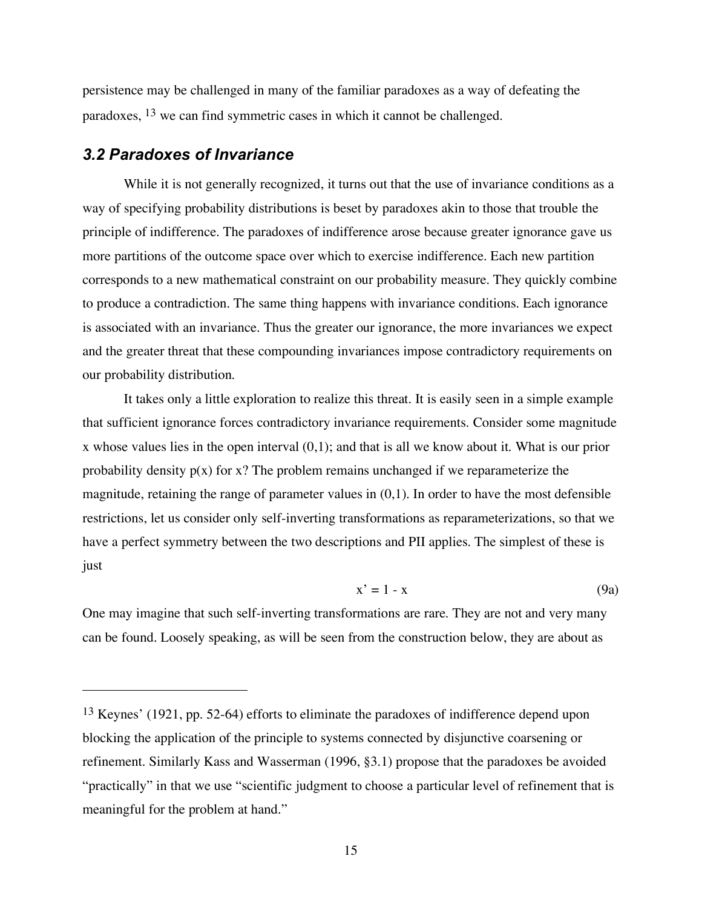persistence may be challenged in many of the familiar paradoxes as a way of defeating the paradoxes, [13] we can find symmetric cases in which it cannot be challenged.

### *3.2 Paradoxes of Invariance*

While it is not generally recognized, it turns out that the use of invariance conditions as a way of specifying probability distributions is beset by paradoxes akin to those that trouble the principle of indifference. The paradoxes of indifference arose because greater ignorance gave us more partitions of the outcome space over which to exercise indifference. Each new partition corresponds to a new mathematical constraint on our probability measure. They quickly combine to produce a contradiction. The same thing happens with invariance conditions. Each ignorance is associated with an invariance. Thus the greater our ignorance, the more invariances we expect and the greater threat that these compounding invariances impose contradictory requirements on our probability distribution.

It takes only a little exploration to realize this threat. It is easily seen in a simple example that sufficient ignorance forces contradictory invariance requirements. Consider some magnitude x whose values lies in the open interval (0,1); and that is all we know about it. What is our prior probability density p(x) for x? The problem remains unchanged if we reparameterize the magnitude, retaining the range of parameter values in (0,1). In order to have the most defensible restrictions, let us consider only self-inverting transformations as reparameterizations, so that we have a perfect symmetry between the two descriptions and PII applies. The simplest of these is just

$$x' = 1 - x \tag{9a}$$

One may imagine that such self-inverting transformations are rare. They are not and very many can be found. Loosely speaking, as will be seen from the construction below, they are about as

---

[13] Keynes' (1921, pp. 52-64) efforts to eliminate the paradoxes of indifference depend upon blocking the application of the principle to systems connected by disjunctive coarsening or refinement. Similarly Kass and Wasserman (1996, §3.1) propose that the paradoxes be avoided "practically" in that we use "scientific judgment to choose a particular level of refinement that is meaningful for the problem at hand."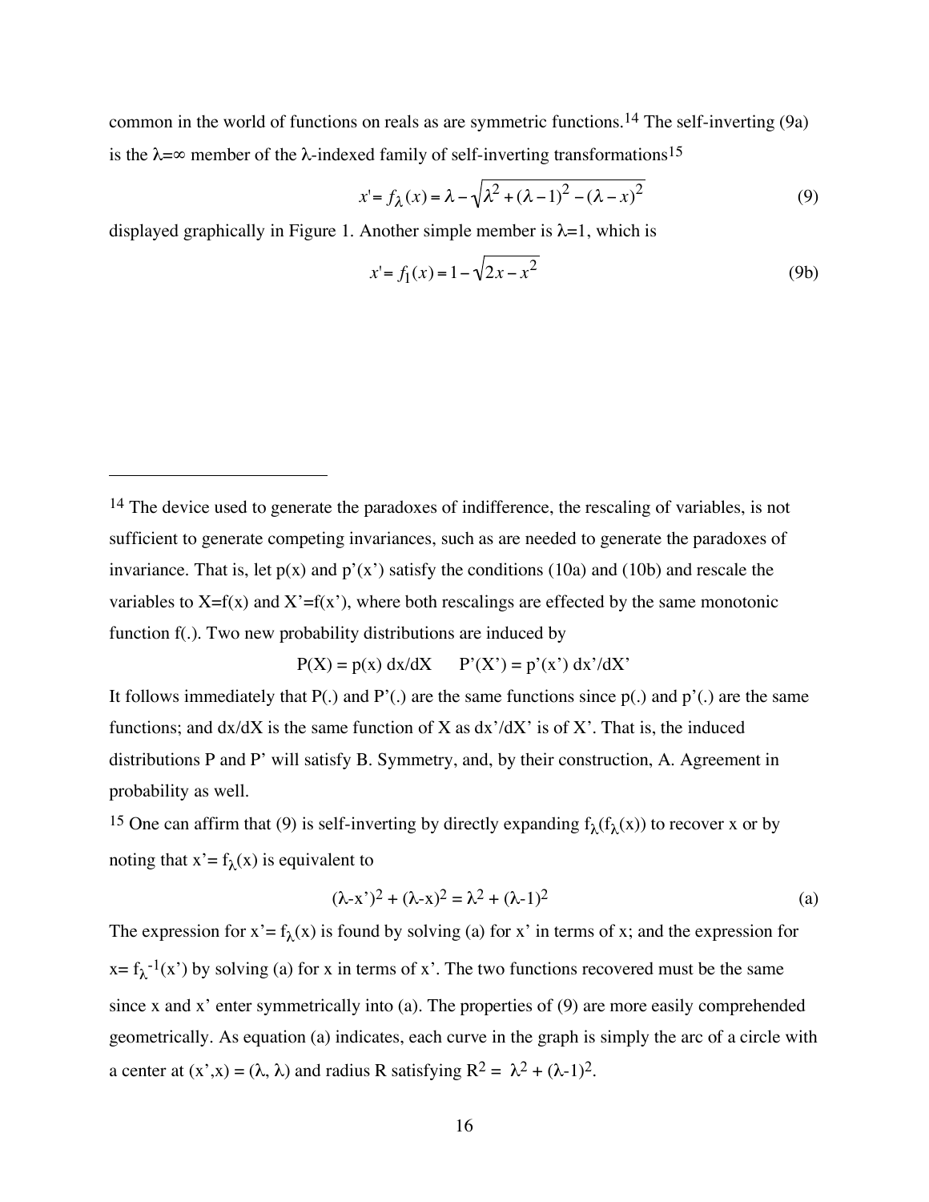common in the world of functions on reals as are symmetric functions.[14] The self-inverting (9a) is the λ=∞ member of the λ-indexed family of self-inverting transformations[15]

$$x' = f_\lambda(x) = \lambda - \sqrt{\lambda^2 + (\lambda - 1)^2 - (\lambda - x)^2} \tag{9}$$

displayed graphically in Figure 1. Another simple member is λ=1, which is

$$x' = f_1(x) = 1 - \sqrt{2x - x^2} \tag{9b}$$

---

[14] The device used to generate the paradoxes of indifference, the rescaling of variables, is not sufficient to generate competing invariances, such as are needed to generate the paradoxes of invariance. That is, let p(x) and p'(x') satisfy the conditions (10a) and (10b) and rescale the variables to X=f(x) and X'=f(x'), where both rescalings are effected by the same monotonic function f(.). Two new probability distributions are induced by

$$P(X) = p(x)\, dx/dX \qquad P'(X') = p'(x')\, dx'/dX'$$

It follows immediately that P(.) and P'(.) are the same functions since p(.) and p'(.) are the same functions; and dx/dX is the same function of X as dx'/dX' is of X'. That is, the induced distributions P and P' will satisfy B. Symmetry, and, by their construction, A. Agreement in probability as well.

[15] One can affirm that (9) is self-inverting by directly expanding $f_\lambda(f_\lambda(x))$ to recover x or by noting that $x' = f_\lambda(x)$ is equivalent to

$$(\lambda - x')^2 + (\lambda - x)^2 = \lambda^2 + (\lambda - 1)^2 \tag{a}$$

The expression for $x' = f_\lambda(x)$ is found by solving (a) for x' in terms of x; and the expression for $x = f_\lambda^{-1}(x')$ by solving (a) for x in terms of x'. The two functions recovered must be the same since x and x' enter symmetrically into (a). The properties of (9) are more easily comprehended geometrically. As equation (a) indicates, each curve in the graph is simply the arc of a circle with a center at (x',x) = (λ, λ) and radius R satisfying $R^2 = \lambda^2 + (\lambda-1)^2$.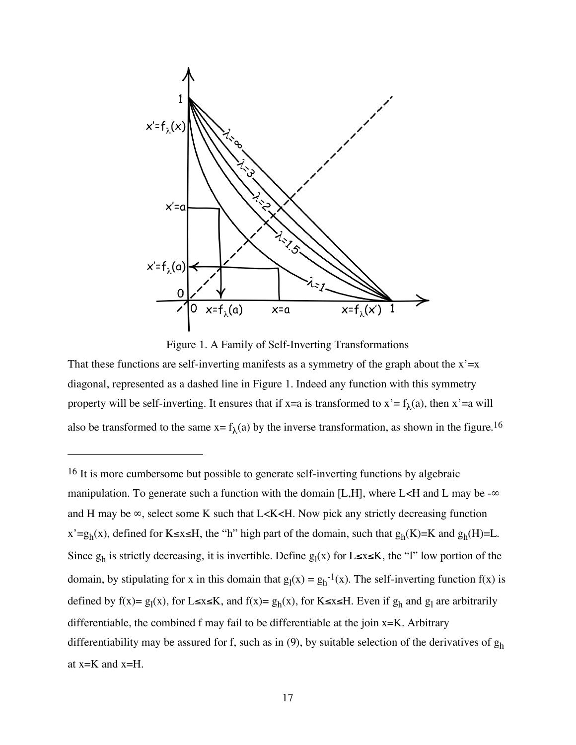Figure 1. A Family of Self-Inverting Transformations

That these functions are self-inverting manifests as a symmetry of the graph about the x'=x diagonal, represented as a dashed line in Figure 1. Indeed any function with this symmetry property will be self-inverting. It ensures that if x=a is transformed to $x' = f_\lambda(a)$, then x'=a will also be transformed to the same $x = f_\lambda(a)$ by the inverse transformation, as shown in the figure.[16]

---

[16] It is more cumbersome but possible to generate self-inverting functions by algebraic manipulation. To generate such a function with the domain [L,H], where L<H and L may be $-\infty$ and H may be $\infty$, select some K such that L<K<H. Now pick any strictly decreasing function $x' = g_h(x)$, defined for $K \leq x \leq H$, the "h" high part of the domain, such that $g_h(K) = K$ and $g_h(H) = L$. Since $g_h$ is strictly decreasing, it is invertible. Define $g_l(x)$ for $L \leq x \leq K$, the "l" low portion of the domain, by stipulating for x in this domain that $g_l(x) = g_h^{-1}(x)$. The self-inverting function f(x) is defined by $f(x) = g_l(x)$, for $L \leq x \leq K$, and $f(x) = g_h(x)$, for $K \leq x \leq H$. Even if $g_h$ and $g_l$ are arbitrarily differentiable, the combined f may fail to be differentiable at the join x=K. Arbitrary differentiability may be assured for f, such as in (9), by suitable selection of the derivatives of $g_h$ at x=K and x=H.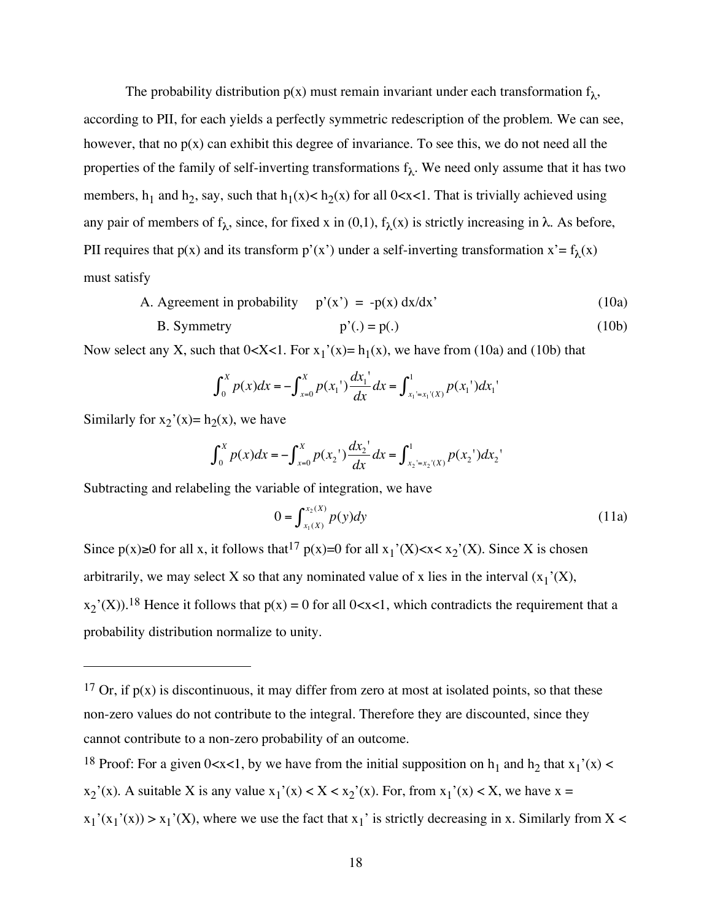The probability distribution $p(x)$ must remain invariant under each transformation $f_\lambda$, according to PII, for each yields a perfectly symmetric redescription of the problem. We can see, however, that no $p(x)$ can exhibit this degree of invariance. To see this, we do not need all the properties of the family of self-inverting transformations $f_\lambda$. We need only assume that it has two members, $h_1$ and $h_2$, say, such that $h_1(x) < h_2(x)$ for all $0<x<1$. That is trivially achieved using any pair of members of $f_\lambda$, since, for fixed x in (0,1), $f_\lambda(x)$ is strictly increasing in $\lambda$. As before, PII requires that $p(x)$ and its transform $p'(x')$ under a self-inverting transformation $x'= f_\lambda(x)$ must satisfy

A. Agreement in probability $\quad p'(x') = -p(x)\, dx/dx'$ (10a)

B. Symmetry $\quad p'(.) = p(.)$ (10b)

Now select any X, such that $0<X<1$. For $x_1'(x)= h_1(x)$, we have from (10a) and (10b) that

$$\int_0^X p(x)dx = -\int_{x=0}^X p(x_1')\frac{dx_1'}{dx}dx = \int_{x_1'=x_1'(X)}^1 p(x_1')dx_1'$$

Similarly for $x_2'(x)= h_2(x)$, we have

$$\int_0^X p(x)dx = -\int_{x=0}^X p(x_2')\frac{dx_2'}{dx}dx = \int_{x_2'=x_2'(X)}^1 p(x_2')dx_2'$$

Subtracting and relabeling the variable of integration, we have

$$0 = \int_{x_1(X)}^{x_2(X)} p(y)dy \tag{11a}$$

Since $p(x)\geq 0$ for all x, it follows that[17] $p(x)=0$ for all $x_1'(X)<x< x_2'(X)$. Since X is chosen arbitrarily, we may select X so that any nominated value of x lies in the interval $(x_1'(X), x_2'(X))$.[18] Hence it follows that $p(x) = 0$ for all $0<x<1$, which contradicts the requirement that a probability distribution normalize to unity.

---

[17] Or, if $p(x)$ is discontinuous, it may differ from zero at most at isolated points, so that these non-zero values do not contribute to the integral. Therefore they are discounted, since they cannot contribute to a non-zero probability of an outcome.

[18] Proof: For a given $0<x<1$, by we have from the initial supposition on $h_1$ and $h_2$ that $x_1'(x) < x_2'(x)$. A suitable X is any value $x_1'(x) < X < x_2'(x)$. For, from $x_1'(x) < X$, we have $x = x_1'(x_1'(x)) > x_1'(X)$, where we use the fact that $x_1'$ is strictly decreasing in x. Similarly from X <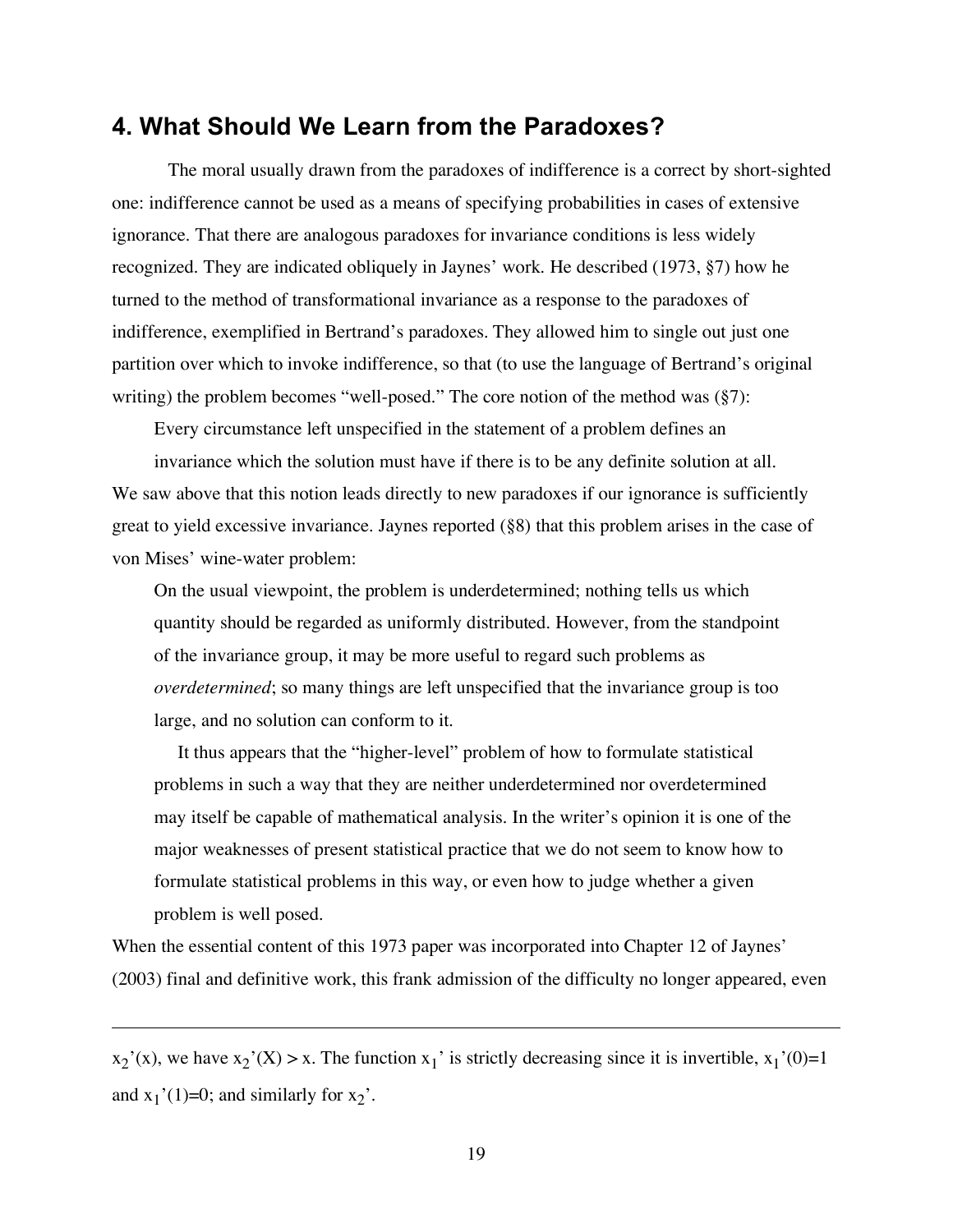## 4. What Should We Learn from the Paradoxes?

The moral usually drawn from the paradoxes of indifference is a correct by short-sighted one: indifference cannot be used as a means of specifying probabilities in cases of extensive ignorance. That there are analogous paradoxes for invariance conditions is less widely recognized. They are indicated obliquely in Jaynes' work. He described (1973, §7) how he turned to the method of transformational invariance as a response to the paradoxes of indifference, exemplified in Bertrand's paradoxes. They allowed him to single out just one partition over which to invoke indifference, so that (to use the language of Bertrand's original writing) the problem becomes "well-posed." The core notion of the method was (§7):

> Every circumstance left unspecified in the statement of a problem defines an invariance which the solution must have if there is to be any definite solution at all.

We saw above that this notion leads directly to new paradoxes if our ignorance is sufficiently great to yield excessive invariance. Jaynes reported (§8) that this problem arises in the case of von Mises' wine-water problem:

> On the usual viewpoint, the problem is underdetermined; nothing tells us which quantity should be regarded as uniformly distributed. However, from the standpoint of the invariance group, it may be more useful to regard such problems as *overdetermined*; so many things are left unspecified that the invariance group is too large, and no solution can conform to it.
>
> It thus appears that the "higher-level" problem of how to formulate statistical problems in such a way that they are neither underdetermined nor overdetermined may itself be capable of mathematical analysis. In the writer's opinion it is one of the major weaknesses of present statistical practice that we do not seem to know how to formulate statistical problems in this way, or even how to judge whether a given problem is well posed.

When the essential content of this 1973 paper was incorporated into Chapter 12 of Jaynes' (2003) final and definitive work, this frank admission of the difficulty no longer appeared, even

---

$x_2'(x)$, we have $x_2'(X) > x$. The function $x_1'$ is strictly decreasing since it is invertible, $x_1'(0)=1$ and $x_1'(1)=0$; and similarly for $x_2'$.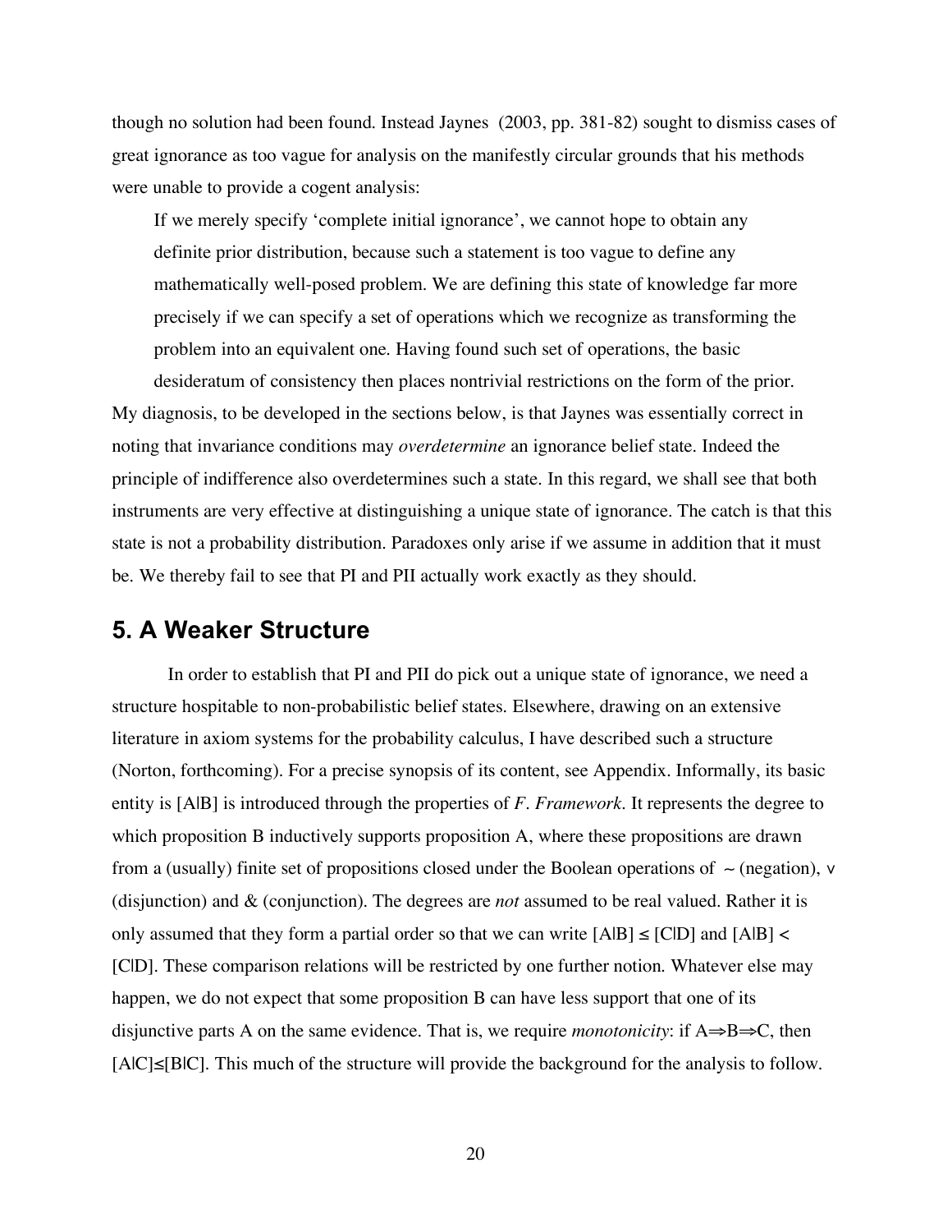though no solution had been found. Instead Jaynes (2003, pp. 381-82) sought to dismiss cases of great ignorance as too vague for analysis on the manifestly circular grounds that his methods were unable to provide a cogent analysis:

> If we merely specify 'complete initial ignorance', we cannot hope to obtain any definite prior distribution, because such a statement is too vague to define any mathematically well-posed problem. We are defining this state of knowledge far more precisely if we can specify a set of operations which we recognize as transforming the problem into an equivalent one. Having found such set of operations, the basic desideratum of consistency then places nontrivial restrictions on the form of the prior.

My diagnosis, to be developed in the sections below, is that Jaynes was essentially correct in noting that invariance conditions may *overdetermine* an ignorance belief state. Indeed the principle of indifference also overdetermines such a state. In this regard, we shall see that both instruments are very effective at distinguishing a unique state of ignorance. The catch is that this state is not a probability distribution. Paradoxes only arise if we assume in addition that it must be. We thereby fail to see that PI and PII actually work exactly as they should.

## 5. A Weaker Structure

In order to establish that PI and PII do pick out a unique state of ignorance, we need a structure hospitable to non-probabilistic belief states. Elsewhere, drawing on an extensive literature in axiom systems for the probability calculus, I have described such a structure (Norton, forthcoming). For a precise synopsis of its content, see Appendix. Informally, its basic entity is [A|B] is introduced through the properties of *F. Framework*. It represents the degree to which proposition B inductively supports proposition A, where these propositions are drawn from a (usually) finite set of propositions closed under the Boolean operations of $\sim$ (negation), $\vee$ (disjunction) and & (conjunction). The degrees are *not* assumed to be real valued. Rather it is only assumed that they form a partial order so that we can write $[A|B] \leq [C|D]$ and $[A|B] < [C|D]$. These comparison relations will be restricted by one further notion. Whatever else may happen, we do not expect that some proposition B can have less support that one of its disjunctive parts A on the same evidence. That is, we require *monotonicity*: if $A \Rightarrow B \Rightarrow C$, then $[A|C] \leq [B|C]$. This much of the structure will provide the background for the analysis to follow.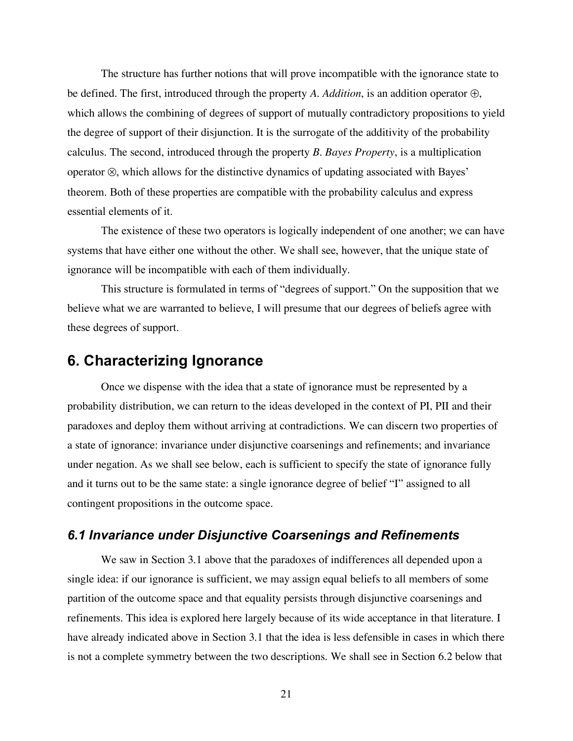The structure has further notions that will prove incompatible with the ignorance state to be defined. The first, introduced through the property *A. Addition*, is an addition operator $\oplus$, which allows the combining of degrees of support of mutually contradictory propositions to yield the degree of support of their disjunction. It is the surrogate of the additivity of the probability calculus. The second, introduced through the property *B. Bayes Property*, is a multiplication operator $\otimes$, which allows for the distinctive dynamics of updating associated with Bayes' theorem. Both of these properties are compatible with the probability calculus and express essential elements of it.

The existence of these two operators is logically independent of one another; we can have systems that have either one without the other. We shall see, however, that the unique state of ignorance will be incompatible with each of them individually.

This structure is formulated in terms of "degrees of support." On the supposition that we believe what we are warranted to believe, I will presume that our degrees of beliefs agree with these degrees of support.

## 6. Characterizing Ignorance

Once we dispense with the idea that a state of ignorance must be represented by a probability distribution, we can return to the ideas developed in the context of PI, PII and their paradoxes and deploy them without arriving at contradictions. We can discern two properties of a state of ignorance: invariance under disjunctive coarsenings and refinements; and invariance under negation. As we shall see below, each is sufficient to specify the state of ignorance fully and it turns out to be the same state: a single ignorance degree of belief "I" assigned to all contingent propositions in the outcome space.

### *6.1 Invariance under Disjunctive Coarsenings and Refinements*

We saw in Section 3.1 above that the paradoxes of indifferences all depended upon a single idea: if our ignorance is sufficient, we may assign equal beliefs to all members of some partition of the outcome space and that equality persists through disjunctive coarsenings and refinements. This idea is explored here largely because of its wide acceptance in that literature. I have already indicated above in Section 3.1 that the idea is less defensible in cases in which there is not a complete symmetry between the two descriptions. We shall see in Section 6.2 below that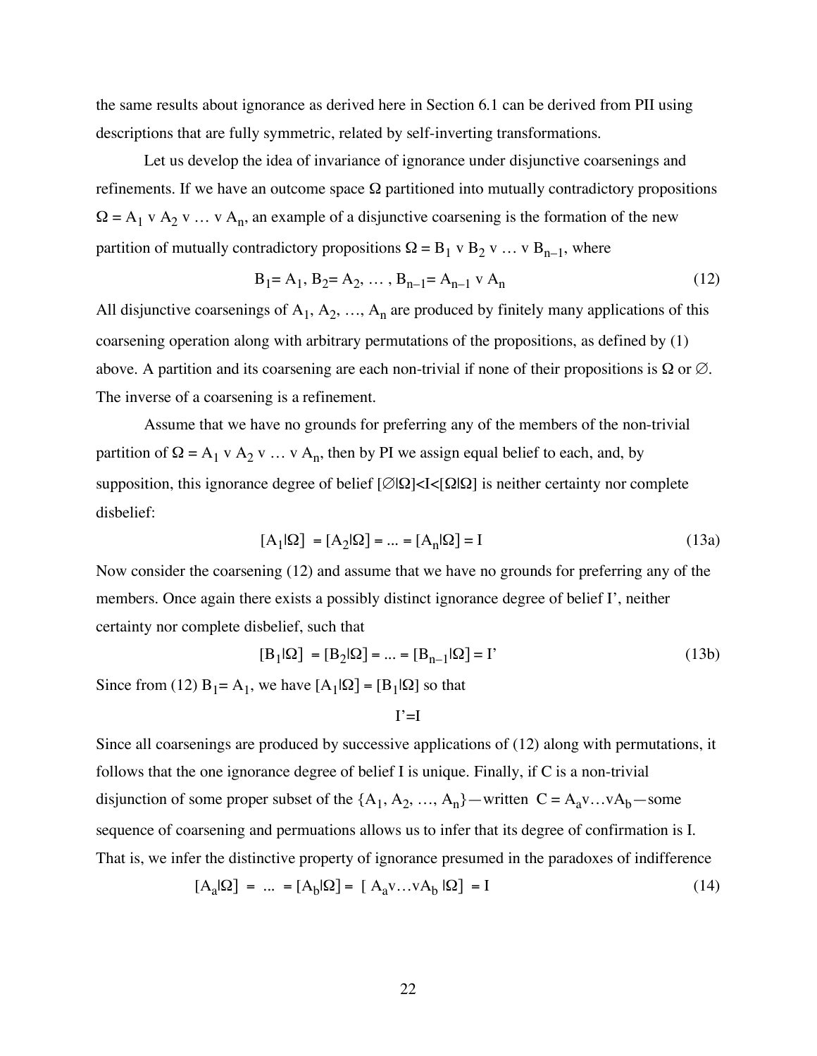the same results about ignorance as derived here in Section 6.1 can be derived from PII using descriptions that are fully symmetric, related by self-inverting transformations.

Let us develop the idea of invariance of ignorance under disjunctive coarsenings and refinements. If we have an outcome space $\Omega$ partitioned into mutually contradictory propositions $\Omega = A_1 \vee A_2 \vee \ldots \vee A_n$, an example of a disjunctive coarsening is the formation of the new partition of mutually contradictory propositions $\Omega = B_1 \vee B_2 \vee \ldots \vee B_{n-1}$, where

$$B_1 = A_1,\ B_2 = A_2,\ \ldots,\ B_{n-1} = A_{n-1} \vee A_n \tag{12}$$

All disjunctive coarsenings of $A_1, A_2, \ldots, A_n$ are produced by finitely many applications of this coarsening operation along with arbitrary permutations of the propositions, as defined by (1) above. A partition and its coarsening are each non-trivial if none of their propositions is $\Omega$ or $\varnothing$. The inverse of a coarsening is a refinement.

Assume that we have no grounds for preferring any of the members of the non-trivial partition of $\Omega = A_1 \vee A_2 \vee \ldots \vee A_n$, then by PI we assign equal belief to each, and, by supposition, this ignorance degree of belief $[\varnothing|\Omega] < I < [\Omega|\Omega]$ is neither certainty nor complete disbelief:

$$[A_1|\Omega] = [A_2|\Omega] = \ldots = [A_n|\Omega] = I \tag{13a}$$

Now consider the coarsening (12) and assume that we have no grounds for preferring any of the members. Once again there exists a possibly distinct ignorance degree of belief I', neither certainty nor complete disbelief, such that

$$[B_1|\Omega] = [B_2|\Omega] = \ldots = [B_{n-1}|\Omega] = I' \tag{13b}$$

Since from (12) $B_1 = A_1$, we have $[A_1|\Omega] = [B_1|\Omega]$ so that

$$I' = I$$

Since all coarsenings are produced by successive applications of (12) along with permutations, it follows that the one ignorance degree of belief I is unique. Finally, if C is a non-trivial disjunction of some proper subset of the $\{A_1, A_2, \ldots, A_n\}$—written $C = A_a \vee \ldots \vee A_b$—some sequence of coarsening and permuations allows us to infer that its degree of confirmation is I. That is, we infer the distinctive property of ignorance presumed in the paradoxes of indifference

$$[A_a|\Omega] = \ldots = [A_b|\Omega] = [A_a \vee \ldots \vee A_b|\Omega] = I \tag{14}$$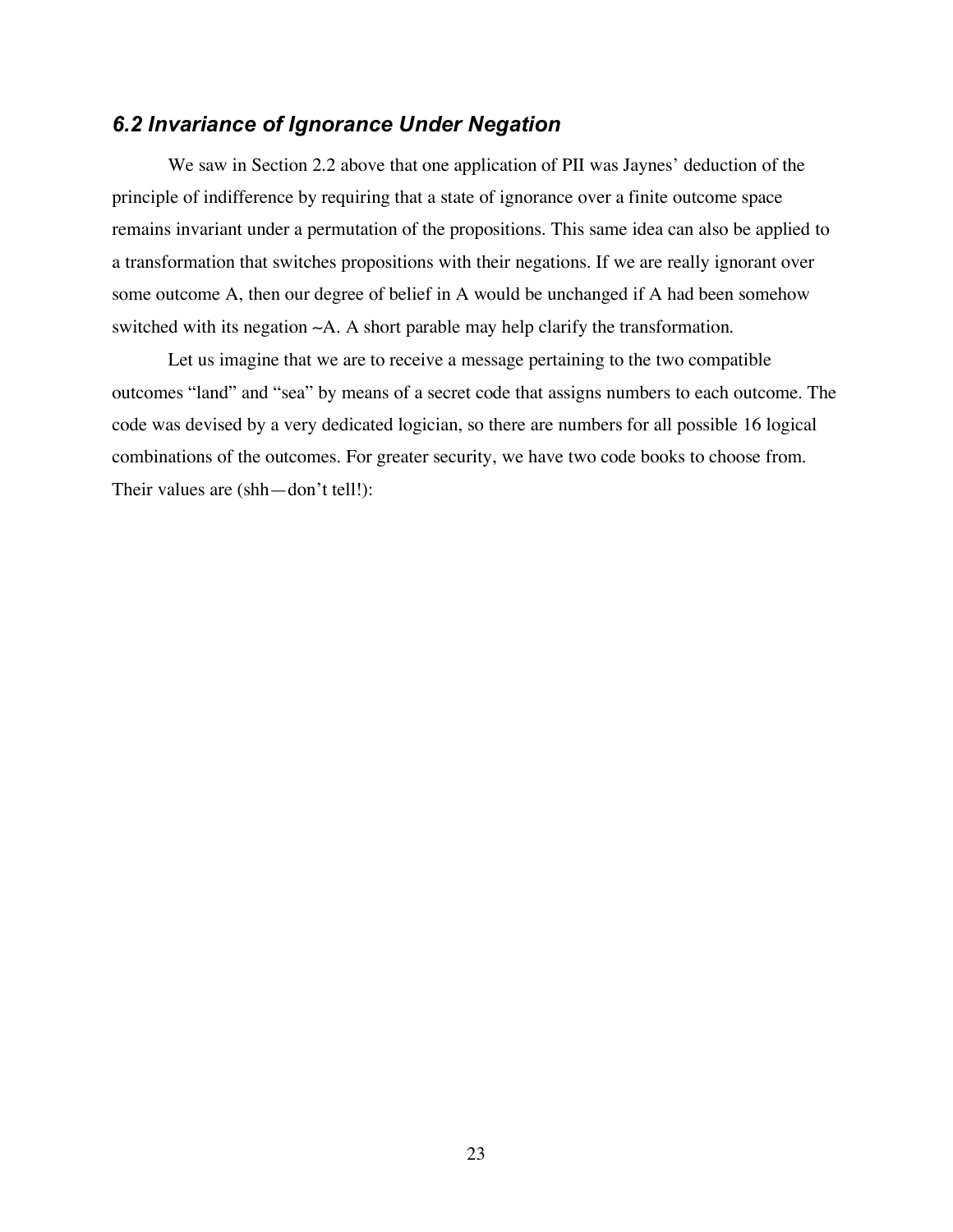### *6.2 Invariance of Ignorance Under Negation*

We saw in Section 2.2 above that one application of PII was Jaynes' deduction of the principle of indifference by requiring that a state of ignorance over a finite outcome space remains invariant under a permutation of the propositions. This same idea can also be applied to a transformation that switches propositions with their negations. If we are really ignorant over some outcome A, then our degree of belief in A would be unchanged if A had been somehow switched with its negation ~A. A short parable may help clarify the transformation.

Let us imagine that we are to receive a message pertaining to the two compatible outcomes "land" and "sea" by means of a secret code that assigns numbers to each outcome. The code was devised by a very dedicated logician, so there are numbers for all possible 16 logical combinations of the outcomes. For greater security, we have two code books to choose from. Their values are (shh—don't tell!):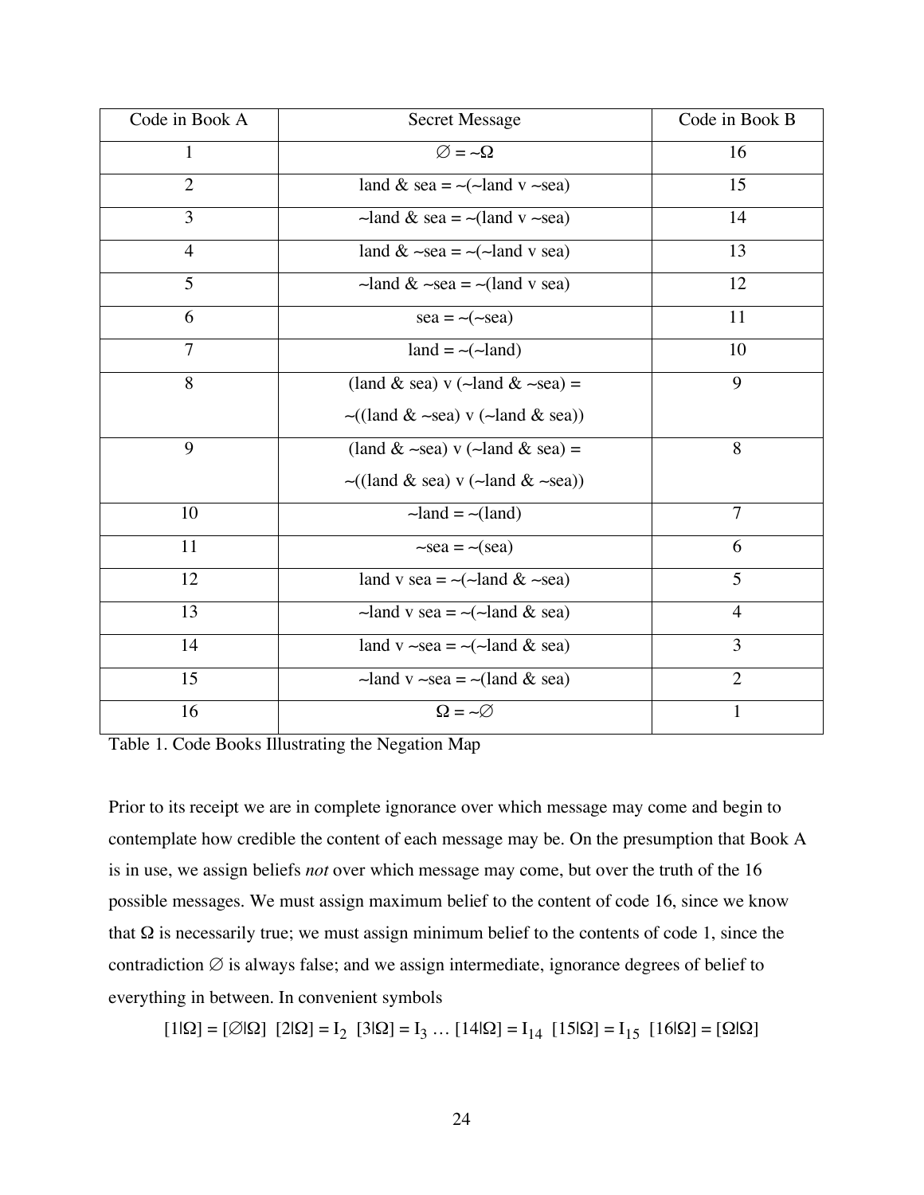| Code in Book A | Secret Message | Code in Book B |
| --- | --- | --- |
| 1 | ∅ = ~Ω | 16 |
| 2 | land & sea = ~(~land v ~sea) | 15 |
| 3 | ~land & sea = ~(land v ~sea) | 14 |
| 4 | land & ~sea = ~(~land v sea) | 13 |
| 5 | ~land & ~sea = ~(land v sea) | 12 |
| 6 | sea = ~(~sea) | 11 |
| 7 | land = ~(~land) | 10 |
| 8 | (land & sea) v (~land & ~sea) = ~((land & ~sea) v (~land & sea)) | 9 |
| 9 | (land & ~sea) v (~land & sea) = ~((land & sea) v (~land & ~sea)) | 8 |
| 10 | ~land = ~(land) | 7 |
| 11 | ~sea = ~(sea) | 6 |
| 12 | land v sea = ~(~land & ~sea) | 5 |
| 13 | ~land v sea = ~(~land & sea) | 4 |
| 14 | land v ~sea = ~(~land & sea) | 3 |
| 15 | ~land v ~sea = ~(land & sea) | 2 |
| 16 | Ω = ~∅ | 1 |

Table 1. Code Books Illustrating the Negation Map

Prior to its receipt we are in complete ignorance over which message may come and begin to contemplate how credible the content of each message may be. On the presumption that Book A is in use, we assign beliefs *not* over which message may come, but over the truth of the 16 possible messages. We must assign maximum belief to the content of code 16, since we know that Ω is necessarily true; we must assign minimum belief to the contents of code 1, since the contradiction ∅ is always false; and we assign intermediate, ignorance degrees of belief to everything in between. In convenient symbols

$$[1|\Omega] = [\varnothing|\Omega] \;\; [2|\Omega] = I_2 \;\; [3|\Omega] = I_3 \ldots [14|\Omega] = I_{14} \;\; [15|\Omega] = I_{15} \;\; [16|\Omega] = [\Omega|\Omega]$$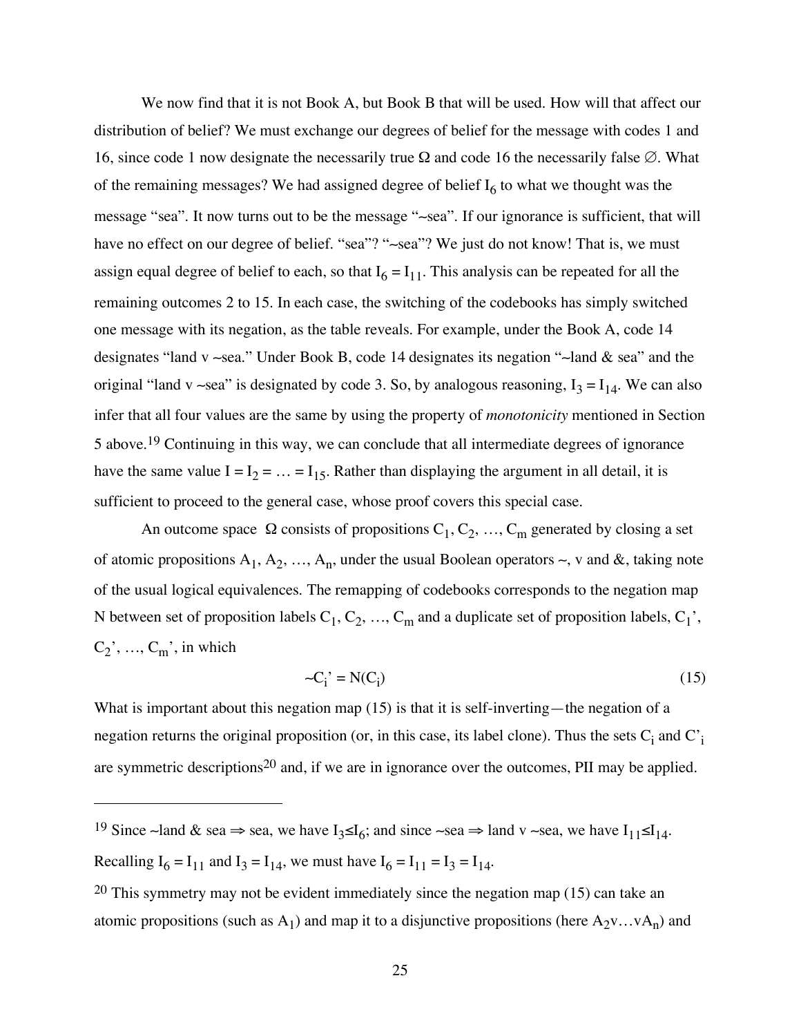We now find that it is not Book A, but Book B that will be used. How will that affect our distribution of belief? We must exchange our degrees of belief for the message with codes 1 and 16, since code 1 now designate the necessarily true Ω and code 16 the necessarily false ∅. What of the remaining messages? We had assigned degree of belief $I_6$ to what we thought was the message "sea". It now turns out to be the message "~sea". If our ignorance is sufficient, that will have no effect on our degree of belief. "sea"? "~sea"? We just do not know! That is, we must assign equal degree of belief to each, so that $I_6 = I_{11}$. This analysis can be repeated for all the remaining outcomes 2 to 15. In each case, the switching of the codebooks has simply switched one message with its negation, as the table reveals. For example, under the Book A, code 14 designates "land v ~sea." Under Book B, code 14 designates its negation "~land & sea" and the original "land v ~sea" is designated by code 3. So, by analogous reasoning, $I_3 = I_{14}$. We can also infer that all four values are the same by using the property of *monotonicity* mentioned in Section 5 above.[19] Continuing in this way, we can conclude that all intermediate degrees of ignorance have the same value $I = I_2 = \ldots = I_{15}$. Rather than displaying the argument in all detail, it is sufficient to proceed to the general case, whose proof covers this special case.

An outcome space Ω consists of propositions $C_1, C_2, \ldots, C_m$ generated by closing a set of atomic propositions $A_1, A_2, \ldots, A_n$, under the usual Boolean operators ~, v and &, taking note of the usual logical equivalences. The remapping of codebooks corresponds to the negation map N between set of proposition labels $C_1, C_2, \ldots, C_m$ and a duplicate set of proposition labels, $C_1', C_2', \ldots, C_m'$, in which

$$\sim C_i' = N(C_i) \tag{15}$$

What is important about this negation map (15) is that it is self-inverting—the negation of a negation returns the original proposition (or, in this case, its label clone). Thus the sets $C_i$ and $C'_i$ are symmetric descriptions[20] and, if we are in ignorance over the outcomes, PII may be applied.

---

[19] Since ~land & sea ⇒ sea, we have $I_3 \leq I_6$; and since ~sea ⇒ land v ~sea, we have $I_{11} \leq I_{14}$. Recalling $I_6 = I_{11}$ and $I_3 = I_{14}$, we must have $I_6 = I_{11} = I_3 = I_{14}$.

[20] This symmetry may not be evident immediately since the negation map (15) can take an atomic propositions (such as $A_1$) and map it to a disjunctive propositions (here $A_2 v \ldots v A_n$) and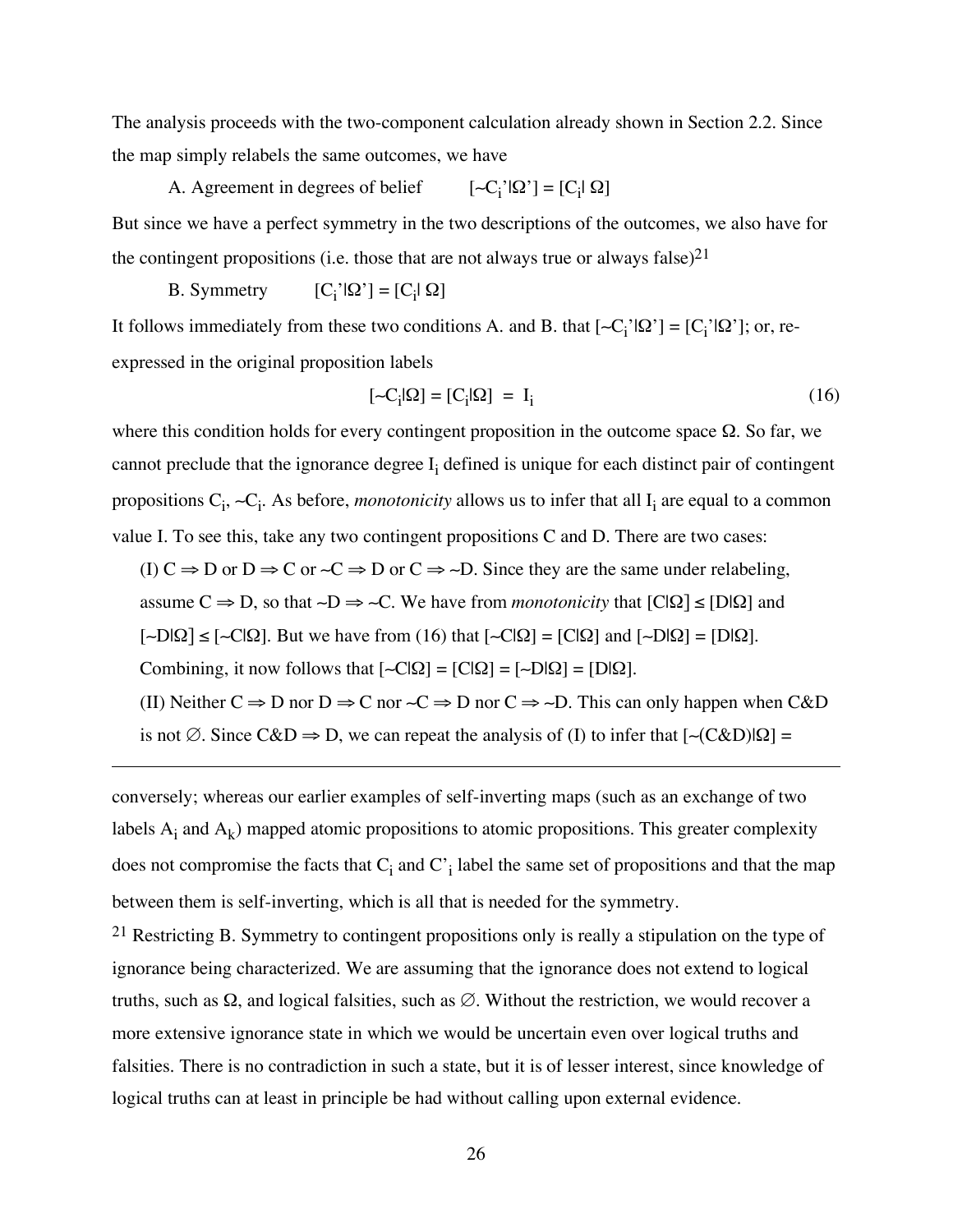The analysis proceeds with the two-component calculation already shown in Section 2.2. Since the map simply relabels the same outcomes, we have

A. Agreement in degrees of belief $\quad [\sim C_i'|\Omega'] = [C_i|\,\Omega]$

But since we have a perfect symmetry in the two descriptions of the outcomes, we also have for the contingent propositions (i.e. those that are not always true or always false)[21]

B. Symmetry $\quad [C_i'|\Omega'] = [C_i|\,\Omega]$

It follows immediately from these two conditions A. and B. that $[\sim C_i'|\Omega'] = [C_i'|\Omega']$; or, re-expressed in the original proposition labels

$$[\sim C_i|\Omega] = [C_i|\Omega] = I_i \tag{16}$$

where this condition holds for every contingent proposition in the outcome space $\Omega$. So far, we cannot preclude that the ignorance degree $I_i$ defined is unique for each distinct pair of contingent propositions $C_i$, $\sim C_i$. As before, *monotonicity* allows us to infer that all $I_i$ are equal to a common value I. To see this, take any two contingent propositions C and D. There are two cases:

(I) $C \Rightarrow D$ or $D \Rightarrow C$ or $\sim C \Rightarrow D$ or $C \Rightarrow \sim D$. Since they are the same under relabeling, assume $C \Rightarrow D$, so that $\sim D \Rightarrow \sim C$. We have from *monotonicity* that $[C|\Omega] \leq [D|\Omega]$ and $[\sim D|\Omega] \leq [\sim C|\Omega]$. But we have from (16) that $[\sim C|\Omega] = [C|\Omega]$ and $[\sim D|\Omega] = [D|\Omega]$. Combining, it now follows that $[\sim C|\Omega] = [C|\Omega] = [\sim D|\Omega] = [D|\Omega]$.

(II) Neither $C \Rightarrow D$ nor $D \Rightarrow C$ nor $\sim C \Rightarrow D$ nor $C \Rightarrow \sim D$. This can only happen when C&D is not $\varnothing$. Since $C\&D \Rightarrow D$, we can repeat the analysis of (I) to infer that $[\sim(C\&D)|\Omega] =$

---

conversely; whereas our earlier examples of self-inverting maps (such as an exchange of two labels $A_i$ and $A_k$) mapped atomic propositions to atomic propositions. This greater complexity does not compromise the facts that $C_i$ and $C'_i$ label the same set of propositions and that the map between them is self-inverting, which is all that is needed for the symmetry.

[21] Restricting B. Symmetry to contingent propositions only is really a stipulation on the type of ignorance being characterized. We are assuming that the ignorance does not extend to logical truths, such as $\Omega$, and logical falsities, such as $\varnothing$. Without the restriction, we would recover a more extensive ignorance state in which we would be uncertain even over logical truths and falsities. There is no contradiction in such a state, but it is of lesser interest, since knowledge of logical truths can at least in principle be had without calling upon external evidence.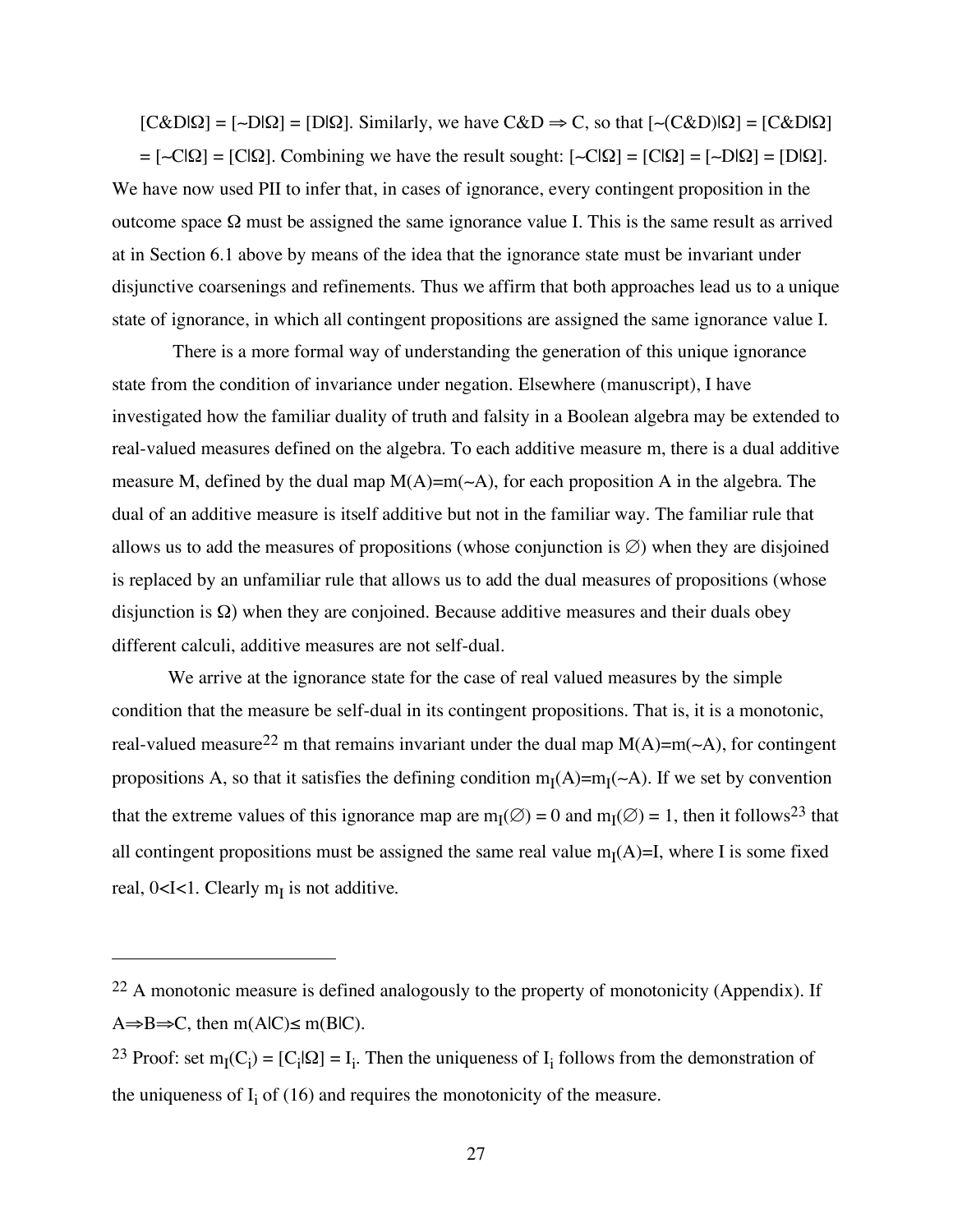$[C\&D|\Omega] = [\sim D|\Omega] = [D|\Omega]$. Similarly, we have $C\&D \Rightarrow C$, so that $[\sim(C\&D)|\Omega] = [C\&D|\Omega] = [\sim C|\Omega] = [C|\Omega]$. Combining we have the result sought: $[\sim C|\Omega] = [C|\Omega] = [\sim D|\Omega] = [D|\Omega]$. We have now used PII to infer that, in cases of ignorance, every contingent proposition in the outcome space $\Omega$ must be assigned the same ignorance value I. This is the same result as arrived at in Section 6.1 above by means of the idea that the ignorance state must be invariant under disjunctive coarsenings and refinements. Thus we affirm that both approaches lead us to a unique state of ignorance, in which all contingent propositions are assigned the same ignorance value I.

There is a more formal way of understanding the generation of this unique ignorance state from the condition of invariance under negation. Elsewhere (manuscript), I have investigated how the familiar duality of truth and falsity in a Boolean algebra may be extended to real-valued measures defined on the algebra. To each additive measure m, there is a dual additive measure M, defined by the dual map $M(A)=m(\sim A)$, for each proposition A in the algebra. The dual of an additive measure is itself additive but not in the familiar way. The familiar rule that allows us to add the measures of propositions (whose conjunction is $\varnothing$) when they are disjoined is replaced by an unfamiliar rule that allows us to add the dual measures of propositions (whose disjunction is $\Omega$) when they are conjoined. Because additive measures and their duals obey different calculi, additive measures are not self-dual.

We arrive at the ignorance state for the case of real valued measures by the simple condition that the measure be self-dual in its contingent propositions. That is, it is a monotonic, real-valued measure[22] m that remains invariant under the dual map $M(A)=m(\sim A)$, for contingent propositions A, so that it satisfies the defining condition $m_I(A)=m_I(\sim A)$. If we set by convention that the extreme values of this ignorance map are $m_I(\varnothing) = 0$ and $m_I(\varnothing) = 1$, then it follows[23] that all contingent propositions must be assigned the same real value $m_I(A)=I$, where I is some fixed real, $0<I<1$. Clearly $m_I$ is not additive.

---

[22] A monotonic measure is defined analogously to the property of monotonicity (Appendix). If $A \Rightarrow B \Rightarrow C$, then $m(A|C) \leq m(B|C)$.

[23] Proof: set $m_I(C_i) = [C_i|\Omega] = I_i$. Then the uniqueness of $I_i$ follows from the demonstration of the uniqueness of $I_i$ of (16) and requires the monotonicity of the measure.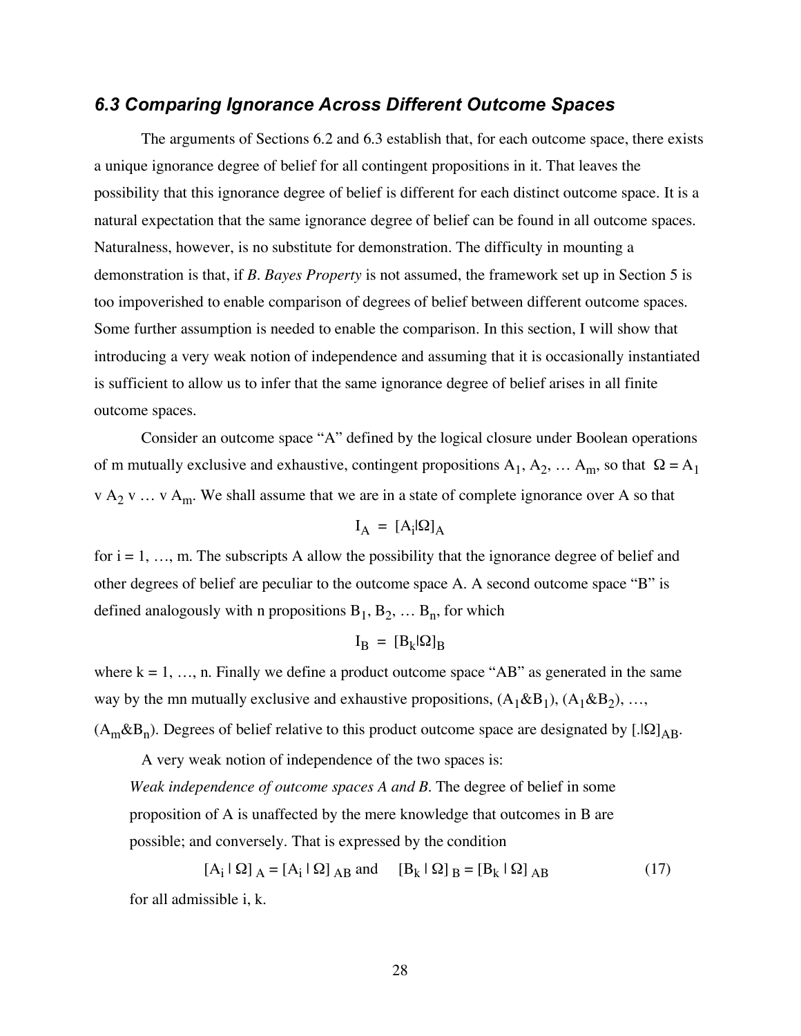### *6.3 Comparing Ignorance Across Different Outcome Spaces*

The arguments of Sections 6.2 and 6.3 establish that, for each outcome space, there exists a unique ignorance degree of belief for all contingent propositions in it. That leaves the possibility that this ignorance degree of belief is different for each distinct outcome space. It is a natural expectation that the same ignorance degree of belief can be found in all outcome spaces. Naturalness, however, is no substitute for demonstration. The difficulty in mounting a demonstration is that, if *B. Bayes Property* is not assumed, the framework set up in Section 5 is too impoverished to enable comparison of degrees of belief between different outcome spaces. Some further assumption is needed to enable the comparison. In this section, I will show that introducing a very weak notion of independence and assuming that it is occasionally instantiated is sufficient to allow us to infer that the same ignorance degree of belief arises in all finite outcome spaces.

Consider an outcome space "A" defined by the logical closure under Boolean operations of m mutually exclusive and exhaustive, contingent propositions $A_1, A_2, \ldots A_m$, so that $\Omega = A_1 \vee A_2 \vee \ldots \vee A_m$. We shall assume that we are in a state of complete ignorance over A so that

$$I_A = [A_i|\Omega]_A$$

for i = 1, …, m. The subscripts A allow the possibility that the ignorance degree of belief and other degrees of belief are peculiar to the outcome space A. A second outcome space "B" is defined analogously with n propositions $B_1, B_2, \ldots B_n$, for which

$$I_B = [B_k|\Omega]_B$$

where k = 1, …, n. Finally we define a product outcome space "AB" as generated in the same way by the mn mutually exclusive and exhaustive propositions, $(A_1\&B_1)$, $(A_1\&B_2)$, …, $(A_m\&B_n)$. Degrees of belief relative to this product outcome space are designated by $[.|\Omega]_{AB}$.

A very weak notion of independence of the two spaces is:

> *Weak independence of outcome spaces A and B.* The degree of belief in some proposition of A is unaffected by the mere knowledge that outcomes in B are possible; and conversely. That is expressed by the condition
>
> $$[A_i \mid \Omega]_A = [A_i \mid \Omega]_{AB} \text{ and } \quad [B_k \mid \Omega]_B = [B_k \mid \Omega]_{AB} \qquad (17)$$
>
> for all admissible i, k.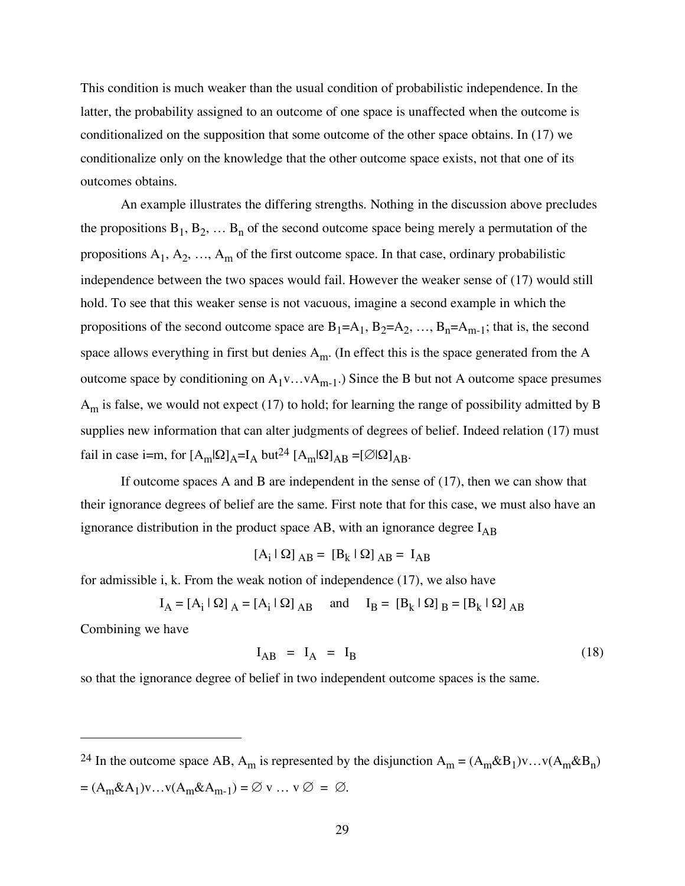This condition is much weaker than the usual condition of probabilistic independence. In the latter, the probability assigned to an outcome of one space is unaffected when the outcome is conditionalized on the supposition that some outcome of the other space obtains. In (17) we conditionalize only on the knowledge that the other outcome space exists, not that one of its outcomes obtains.

An example illustrates the differing strengths. Nothing in the discussion above precludes the propositions $B_1, B_2, \ldots B_n$ of the second outcome space being merely a permutation of the propositions $A_1, A_2, \ldots, A_m$ of the first outcome space. In that case, ordinary probabilistic independence between the two spaces would fail. However the weaker sense of (17) would still hold. To see that this weaker sense is not vacuous, imagine a second example in which the propositions of the second outcome space are $B_1=A_1$, $B_2=A_2$, …, $B_n=A_{m-1}$; that is, the second space allows everything in first but denies $A_m$. (In effect this is the space generated from the A outcome space by conditioning on $A_1 v \ldots v A_{m-1}$.) Since the B but not A outcome space presumes $A_m$ is false, we would not expect (17) to hold; for learning the range of possibility admitted by B supplies new information that can alter judgments of degrees of belief. Indeed relation (17) must fail in case i=m, for $[A_m|\Omega]_A=I_A$ but[24] $[A_m|\Omega]_{AB} =[\varnothing|\Omega]_{AB}$.

If outcome spaces A and B are independent in the sense of (17), then we can show that their ignorance degrees of belief are the same. First note that for this case, we must also have an ignorance distribution in the product space AB, with an ignorance degree $I_{AB}$

$$[A_i \mid \Omega]_{AB} = [B_k \mid \Omega]_{AB} = I_{AB}$$

for admissible i, k. From the weak notion of independence (17), we also have

$$I_A = [A_i \mid \Omega]_A = [A_i \mid \Omega]_{AB} \quad \text{and} \quad I_B = [B_k \mid \Omega]_B = [B_k \mid \Omega]_{AB}$$

Combining we have

$$I_{AB} = I_A = I_B \tag{18}$$

so that the ignorance degree of belief in two independent outcome spaces is the same.

---

[24] In the outcome space AB, $A_m$ is represented by the disjunction $A_m = (A_m \& B_1) v \ldots v (A_m \& B_n) = (A_m \& A_1) v \ldots v (A_m \& A_{m-1}) = \varnothing \text{ v } \ldots \text{ v } \varnothing = \varnothing$.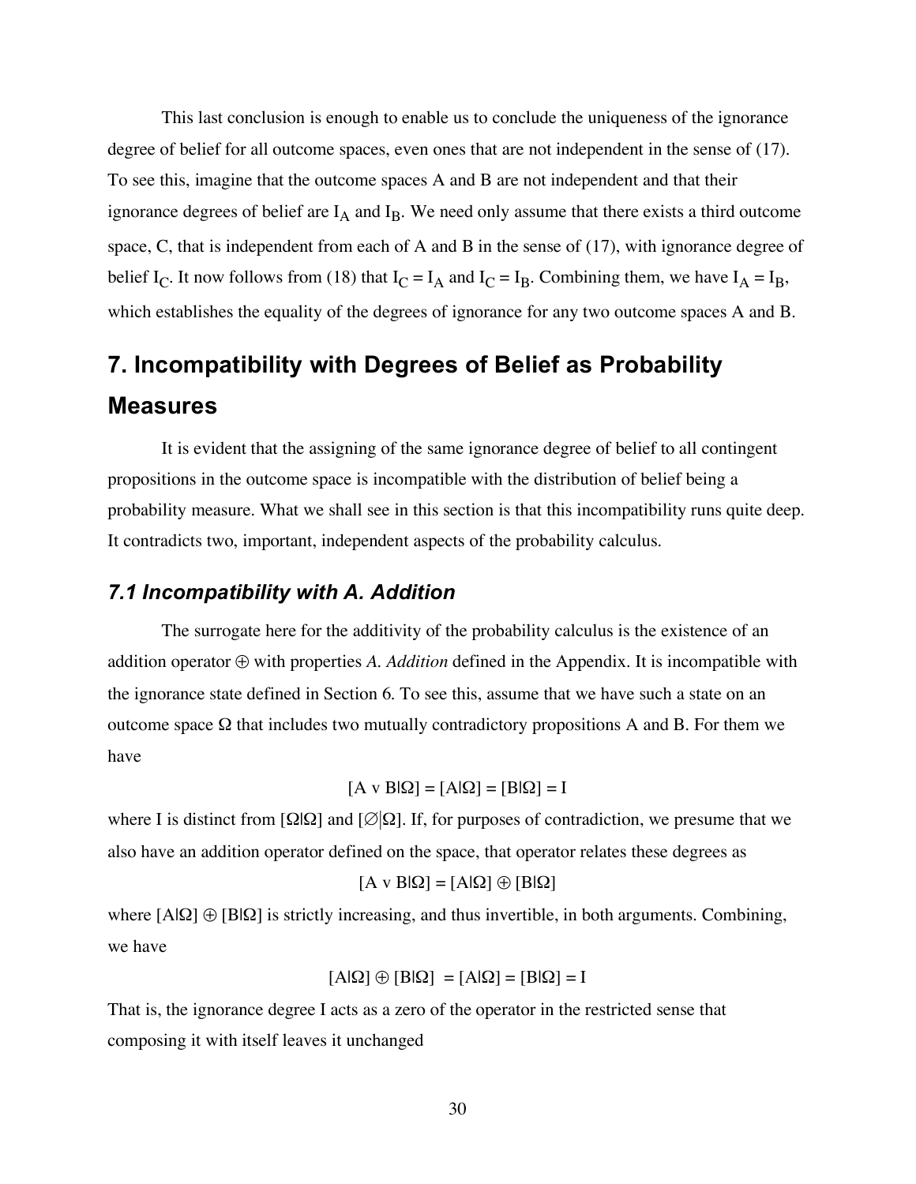This last conclusion is enough to enable us to conclude the uniqueness of the ignorance degree of belief for all outcome spaces, even ones that are not independent in the sense of (17). To see this, imagine that the outcome spaces A and B are not independent and that their ignorance degrees of belief are $I_A$ and $I_B$. We need only assume that there exists a third outcome space, C, that is independent from each of A and B in the sense of (17), with ignorance degree of belief $I_C$. It now follows from (18) that $I_C = I_A$ and $I_C = I_B$. Combining them, we have $I_A = I_B$, which establishes the equality of the degrees of ignorance for any two outcome spaces A and B.

# 7. Incompatibility with Degrees of Belief as Probability Measures

It is evident that the assigning of the same ignorance degree of belief to all contingent propositions in the outcome space is incompatible with the distribution of belief being a probability measure. What we shall see in this section is that this incompatibility runs quite deep. It contradicts two, important, independent aspects of the probability calculus.

## *7.1 Incompatibility with A. Addition*

The surrogate here for the additivity of the probability calculus is the existence of an addition operator $\oplus$ with properties *A. Addition* defined in the Appendix. It is incompatible with the ignorance state defined in Section 6. To see this, assume that we have such a state on an outcome space $\Omega$ that includes two mutually contradictory propositions A and B. For them we have

$$[A \vee B|\Omega] = [A|\Omega] = [B|\Omega] = I$$

where I is distinct from $[\Omega|\Omega]$ and $[\varnothing|\Omega]$. If, for purposes of contradiction, we presume that we also have an addition operator defined on the space, that operator relates these degrees as

$$[A \vee B|\Omega] = [A|\Omega] \oplus [B|\Omega]$$

where $[A|\Omega] \oplus [B|\Omega]$ is strictly increasing, and thus invertible, in both arguments. Combining, we have

$$[A|\Omega] \oplus [B|\Omega] = [A|\Omega] = [B|\Omega] = I$$

That is, the ignorance degree I acts as a zero of the operator in the restricted sense that composing it with itself leaves it unchanged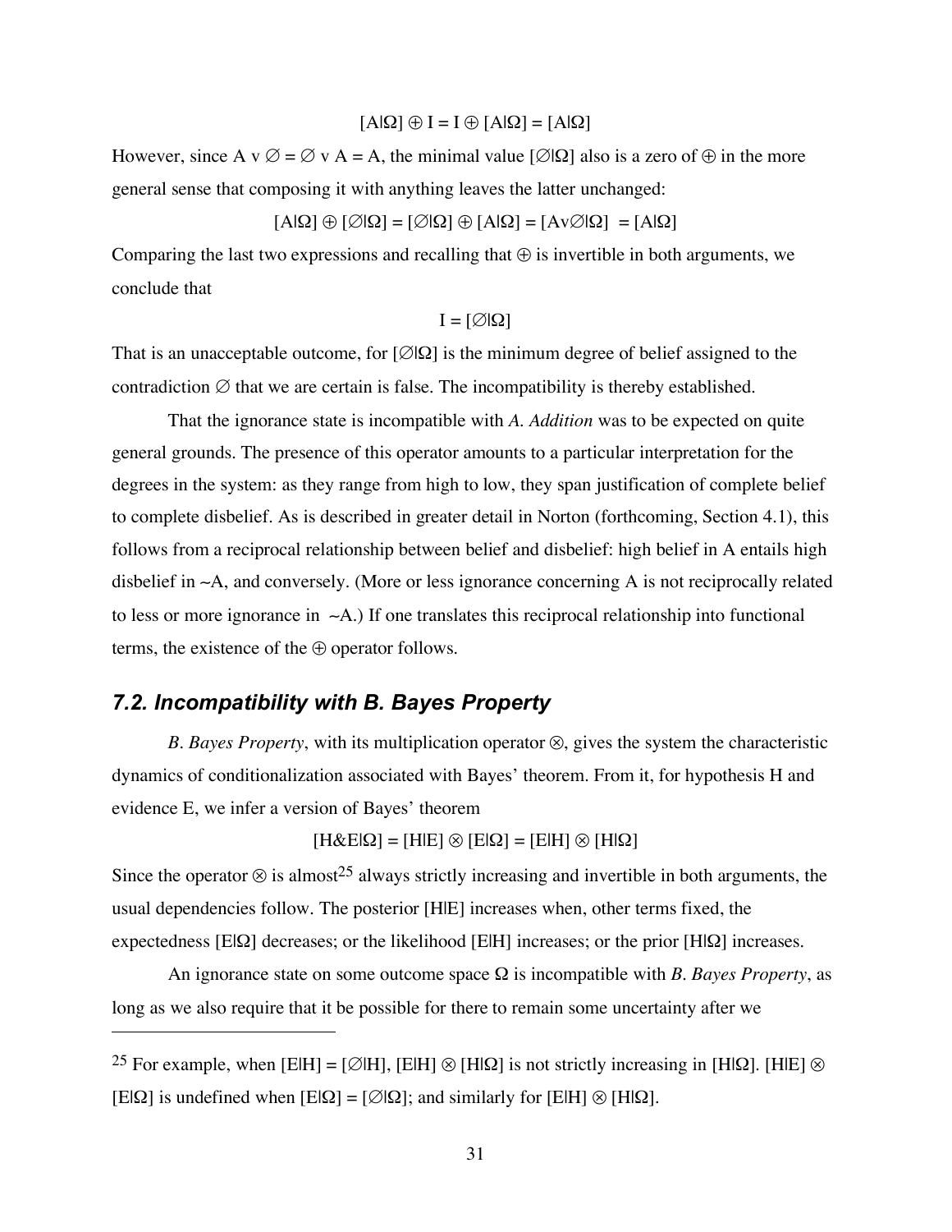$$[A|\Omega] \oplus I = I \oplus [A|\Omega] = [A|\Omega]$$

However, since A v ∅ = ∅ v A = A, the minimal value $[\varnothing|\Omega]$ also is a zero of ⊕ in the more general sense that composing it with anything leaves the latter unchanged:

$$[A|\Omega] \oplus [\varnothing|\Omega] = [\varnothing|\Omega] \oplus [A|\Omega] = [A \text{v} \varnothing|\Omega] = [A|\Omega]$$

Comparing the last two expressions and recalling that ⊕ is invertible in both arguments, we conclude that

$$I = [\varnothing|\Omega]$$

That is an unacceptable outcome, for $[\varnothing|\Omega]$ is the minimum degree of belief assigned to the contradiction ∅ that we are certain is false. The incompatibility is thereby established.

That the ignorance state is incompatible with *A. Addition* was to be expected on quite general grounds. The presence of this operator amounts to a particular interpretation for the degrees in the system: as they range from high to low, they span justification of complete belief to complete disbelief. As is described in greater detail in Norton (forthcoming, Section 4.1), this follows from a reciprocal relationship between belief and disbelief: high belief in A entails high disbelief in ~A, and conversely. (More or less ignorance concerning A is not reciprocally related to less or more ignorance in ~A.) If one translates this reciprocal relationship into functional terms, the existence of the ⊕ operator follows.

## 7.2. Incompatibility with B. Bayes Property

*B. Bayes Property*, with its multiplication operator ⊗, gives the system the characteristic dynamics of conditionalization associated with Bayes' theorem. From it, for hypothesis H and evidence E, we infer a version of Bayes' theorem

$$[H\&E|\Omega] = [H|E] \otimes [E|\Omega] = [E|H] \otimes [H|\Omega]$$

Since the operator ⊗ is almost[25] always strictly increasing and invertible in both arguments, the usual dependencies follow. The posterior [H|E] increases when, other terms fixed, the expectedness $[E|\Omega]$ decreases; or the likelihood [E|H] increases; or the prior $[H|\Omega]$ increases.

An ignorance state on some outcome space Ω is incompatible with *B. Bayes Property*, as long as we also require that it be possible for there to remain some uncertainty after we

---

[25] For example, when $[E|H] = [\varnothing|H]$, $[E|H] \otimes [H|\Omega]$ is not strictly increasing in $[H|\Omega]$. $[H|E] \otimes [E|\Omega]$ is undefined when $[E|\Omega] = [\varnothing|\Omega]$; and similarly for $[E|H] \otimes [H|\Omega]$.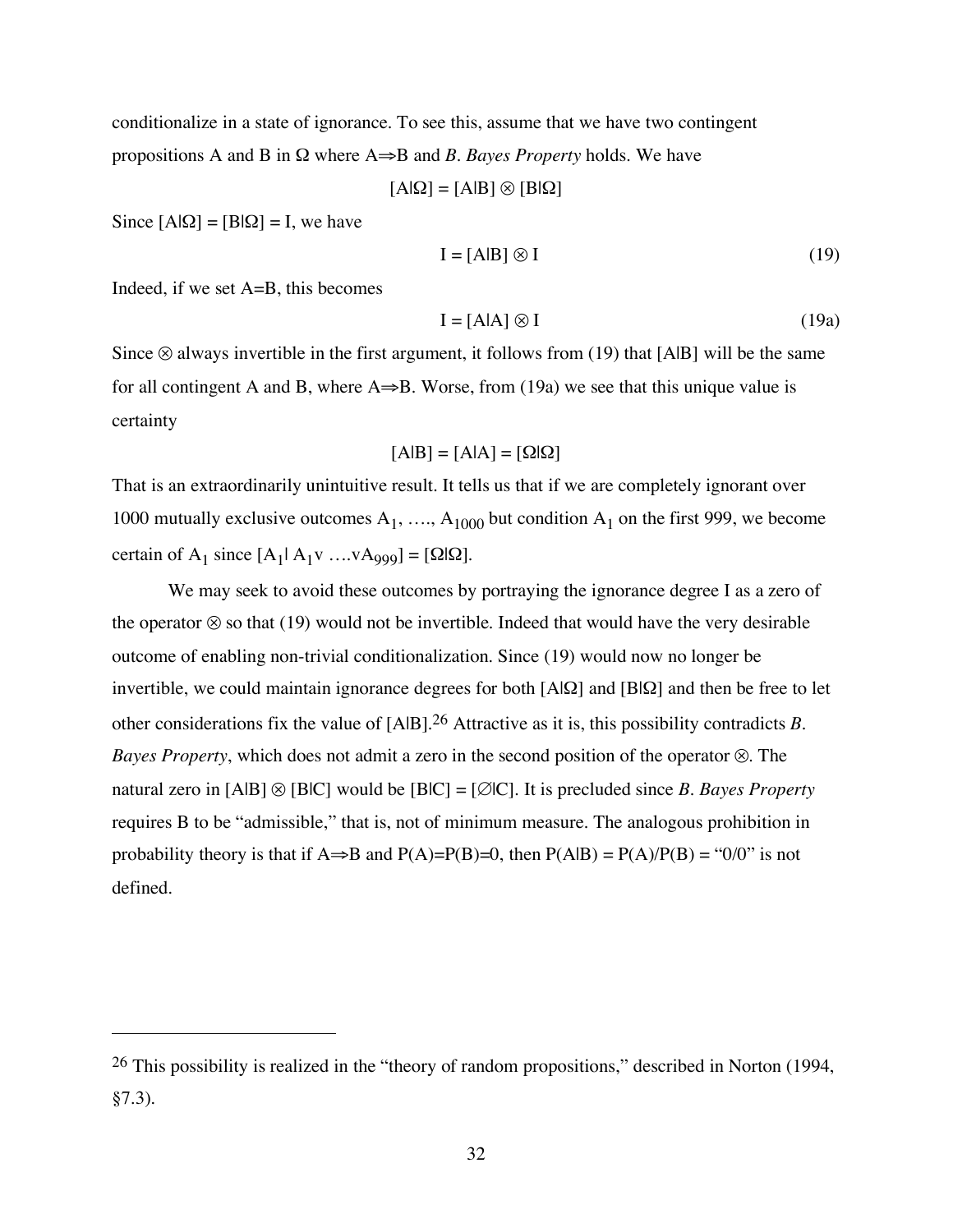conditionalize in a state of ignorance. To see this, assume that we have two contingent propositions A and B in Ω where A⇒B and *B. Bayes Property* holds. We have

$$[A|\Omega] = [A|B] \otimes [B|\Omega]$$

Since $[A|\Omega] = [B|\Omega] = I$, we have

$$I = [A|B] \otimes I \tag{19}$$

Indeed, if we set A=B, this becomes

$$I = [A|A] \otimes I \tag{19a}$$

Since ⊗ always invertible in the first argument, it follows from (19) that [A|B] will be the same for all contingent A and B, where A⇒B. Worse, from (19a) we see that this unique value is certainty

$$[A|B] = [A|A] = [\Omega|\Omega]$$

That is an extraordinarily unintuitive result. It tells us that if we are completely ignorant over 1000 mutually exclusive outcomes $A_1$, …., $A_{1000}$ but condition $A_1$ on the first 999, we become certain of $A_1$ since $[A_1| A_1 v \ldots vA_{999}] = [\Omega|\Omega]$.

We may seek to avoid these outcomes by portraying the ignorance degree I as a zero of the operator ⊗ so that (19) would not be invertible. Indeed that would have the very desirable outcome of enabling non-trivial conditionalization. Since (19) would now no longer be invertible, we could maintain ignorance degrees for both [A|Ω] and [B|Ω] and then be free to let other considerations fix the value of [A|B].[26] Attractive as it is, this possibility contradicts *B. Bayes Property*, which does not admit a zero in the second position of the operator ⊗. The natural zero in [A|B] ⊗ [B|C] would be [B|C] = [∅|C]. It is precluded since *B. Bayes Property* requires B to be "admissible," that is, not of minimum measure. The analogous prohibition in probability theory is that if A⇒B and P(A)=P(B)=0, then P(A|B) = P(A)/P(B) = "0/0" is not defined.

---

[26] This possibility is realized in the "theory of random propositions," described in Norton (1994, §7.3).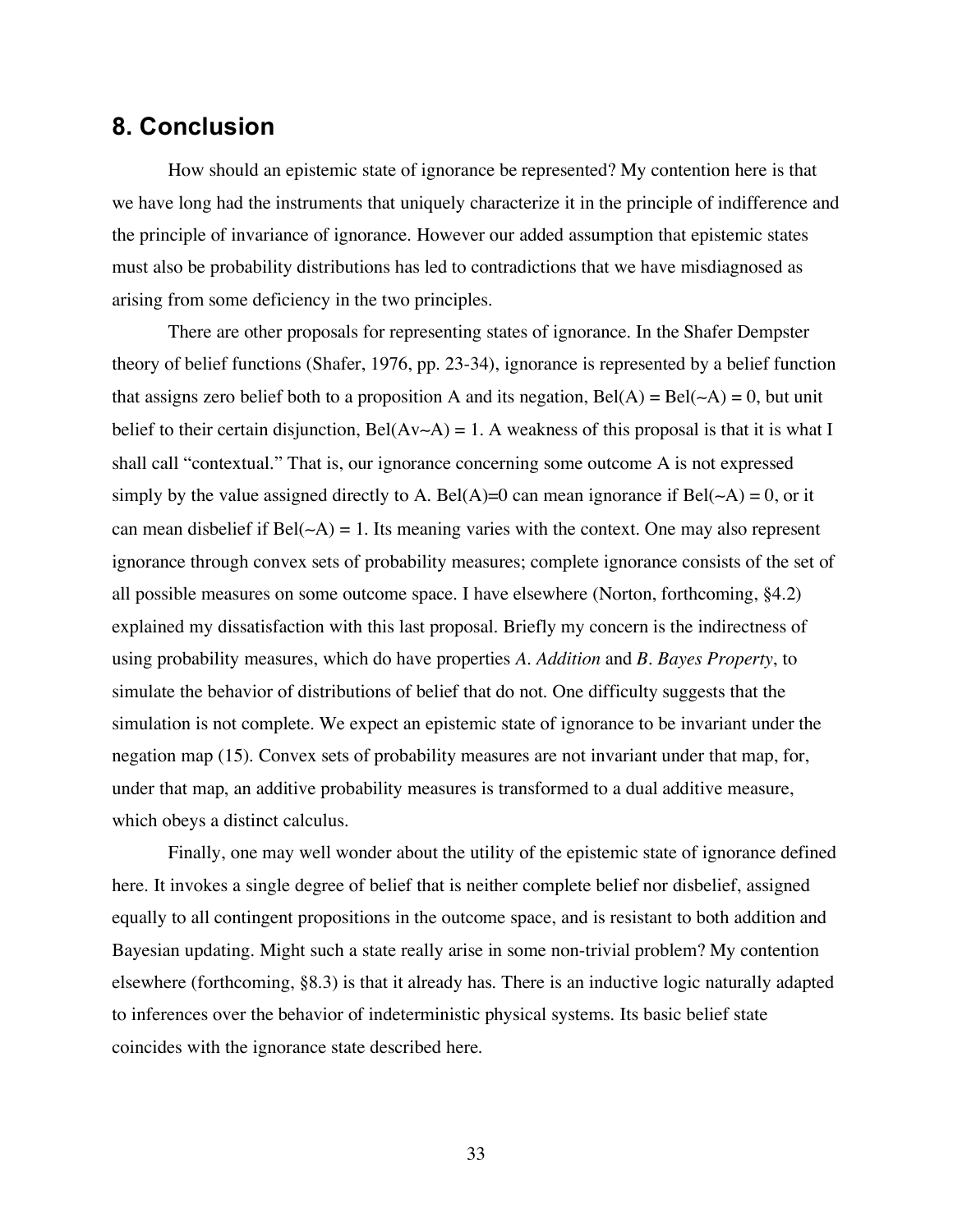## 8. Conclusion

How should an epistemic state of ignorance be represented? My contention here is that we have long had the instruments that uniquely characterize it in the principle of indifference and the principle of invariance of ignorance. However our added assumption that epistemic states must also be probability distributions has led to contradictions that we have misdiagnosed as arising from some deficiency in the two principles.

There are other proposals for representing states of ignorance. In the Shafer Dempster theory of belief functions (Shafer, 1976, pp. 23-34), ignorance is represented by a belief function that assigns zero belief both to a proposition A and its negation, $Bel(A) = Bel(\sim A) = 0$, but unit belief to their certain disjunction, $Bel(A \vee \sim A) = 1$. A weakness of this proposal is that it is what I shall call "contextual." That is, our ignorance concerning some outcome A is not expressed simply by the value assigned directly to A. $Bel(A)=0$ can mean ignorance if $Bel(\sim A) = 0$, or it can mean disbelief if $Bel(\sim A) = 1$. Its meaning varies with the context. One may also represent ignorance through convex sets of probability measures; complete ignorance consists of the set of all possible measures on some outcome space. I have elsewhere (Norton, forthcoming, §4.2) explained my dissatisfaction with this last proposal. Briefly my concern is the indirectness of using probability measures, which do have properties *A. Addition* and *B. Bayes Property*, to simulate the behavior of distributions of belief that do not. One difficulty suggests that the simulation is not complete. We expect an epistemic state of ignorance to be invariant under the negation map (15). Convex sets of probability measures are not invariant under that map, for, under that map, an additive probability measures is transformed to a dual additive measure, which obeys a distinct calculus.

Finally, one may well wonder about the utility of the epistemic state of ignorance defined here. It invokes a single degree of belief that is neither complete belief nor disbelief, assigned equally to all contingent propositions in the outcome space, and is resistant to both addition and Bayesian updating. Might such a state really arise in some non-trivial problem? My contention elsewhere (forthcoming, §8.3) is that it already has. There is an inductive logic naturally adapted to inferences over the behavior of indeterministic physical systems. Its basic belief state coincides with the ignorance state described here.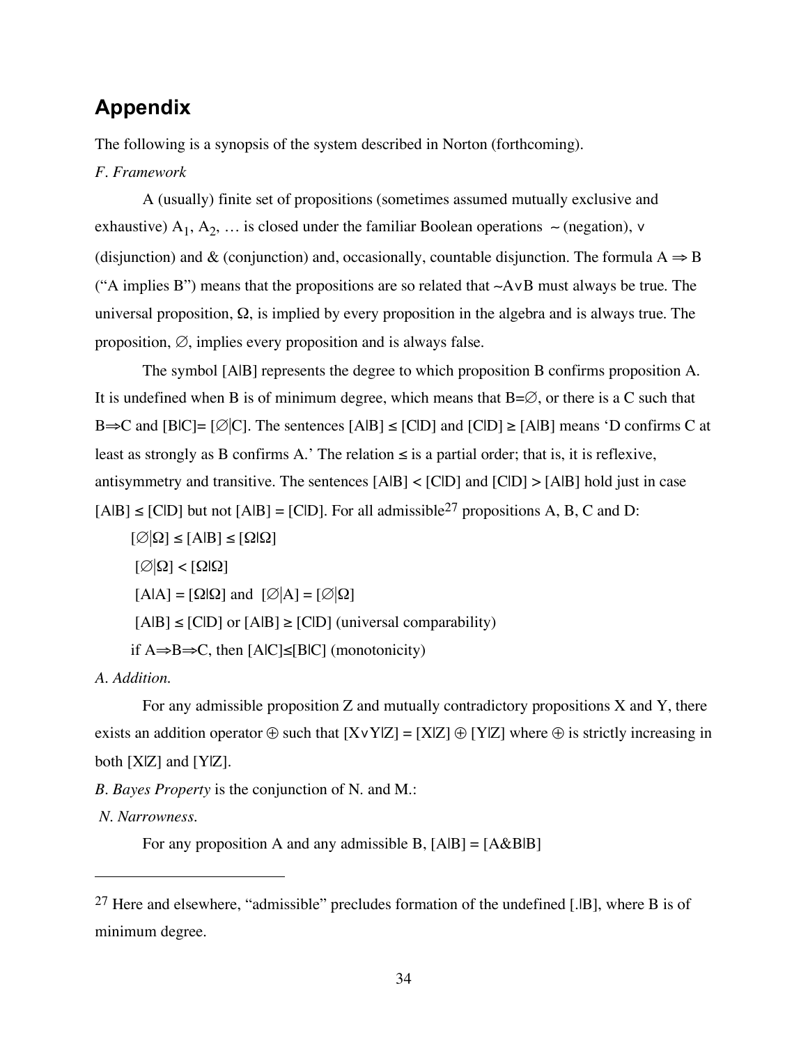## Appendix

The following is a synopsis of the system described in Norton (forthcoming).

*F. Framework*

A (usually) finite set of propositions (sometimes assumed mutually exclusive and exhaustive) $A_1$, $A_2$, … is closed under the familiar Boolean operations $\sim$ (negation), $\vee$ (disjunction) and & (conjunction) and, occasionally, countable disjunction. The formula $A \Rightarrow B$ ("A implies B") means that the propositions are so related that $\sim A \vee B$ must always be true. The universal proposition, $\Omega$, is implied by every proposition in the algebra and is always true. The proposition, $\varnothing$, implies every proposition and is always false.

The symbol $[A|B]$ represents the degree to which proposition B confirms proposition A. It is undefined when B is of minimum degree, which means that $B=\varnothing$, or there is a C such that $B \Rightarrow C$ and $[B|C] = [\varnothing|C]$. The sentences $[A|B] \leq [C|D]$ and $[C|D] \geq [A|B]$ means 'D confirms C at least as strongly as B confirms A.' The relation $\leq$ is a partial order; that is, it is reflexive, antisymmetry and transitive. The sentences $[A|B] < [C|D]$ and $[C|D] > [A|B]$ hold just in case $[A|B] \leq [C|D]$ but not $[A|B] = [C|D]$. For all admissible[27] propositions A, B, C and D:

$[\varnothing|\Omega] \leq [A|B] \leq [\Omega|\Omega]$

$[\varnothing|\Omega] < [\Omega|\Omega]$

$[A|A] = [\Omega|\Omega]$ and $[\varnothing|A] = [\varnothing|\Omega]$

$[A|B] \leq [C|D]$ or $[A|B] \geq [C|D]$ (universal comparability)

if $A \Rightarrow B \Rightarrow C$, then $[A|C] \leq [B|C]$ (monotonicity)

*A. Addition.*

For any admissible proposition Z and mutually contradictory propositions X and Y, there exists an addition operator $\oplus$ such that $[X \vee Y|Z] = [X|Z] \oplus [Y|Z]$ where $\oplus$ is strictly increasing in both $[X|Z]$ and $[Y|Z]$.

*B. Bayes Property* is the conjunction of N. and M.:

*N. Narrowness.*

For any proposition A and any admissible B, $[A|B] = [A\&B|B]$

---

[27] Here and elsewhere, "admissible" precludes formation of the undefined $[.|B]$, where B is of minimum degree.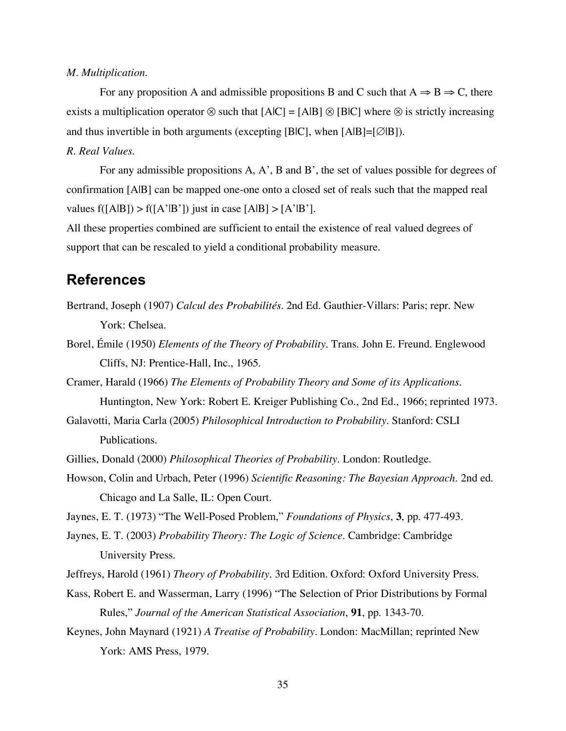*M. Multiplication.*

For any proposition A and admissible propositions B and C such that $A \Rightarrow B \Rightarrow C$, there exists a multiplication operator $\otimes$ such that $[A|C] = [A|B] \otimes [B|C]$ where $\otimes$ is strictly increasing and thus invertible in both arguments (excepting $[B|C]$, when $[A|B]=[\varnothing|B]$).

*R. Real Values.*

For any admissible propositions A, A', B and B', the set of values possible for degrees of confirmation $[A|B]$ can be mapped one-one onto a closed set of reals such that the mapped real values $f([A|B]) > f([A'|B'])$ just in case $[A|B] > [A'|B']$.

All these properties combined are sufficient to entail the existence of real valued degrees of support that can be rescaled to yield a conditional probability measure.

## References

Bertrand, Joseph (1907) *Calcul des Probabilités*. 2nd Ed. Gauthier-Villars: Paris; repr. New York: Chelsea.

Borel, Émile (1950) *Elements of the Theory of Probability*. Trans. John E. Freund. Englewood Cliffs, NJ: Prentice-Hall, Inc., 1965.

Cramer, Harald (1966) *The Elements of Probability Theory and Some of its Applications*. Huntington, New York: Robert E. Kreiger Publishing Co., 2nd Ed., 1966; reprinted 1973.

Galavotti, Maria Carla (2005) *Philosophical Introduction to Probability*. Stanford: CSLI Publications.

Gillies, Donald (2000) *Philosophical Theories of Probability*. London: Routledge.

Howson, Colin and Urbach, Peter (1996) *Scientific Reasoning: The Bayesian Approach*. 2nd ed. Chicago and La Salle, IL: Open Court.

Jaynes, E. T. (1973) "The Well-Posed Problem," *Foundations of Physics*, **3**, pp. 477-493.

Jaynes, E. T. (2003) *Probability Theory: The Logic of Science*. Cambridge: Cambridge University Press.

Jeffreys, Harold (1961) *Theory of Probability*. 3rd Edition. Oxford: Oxford University Press.

Kass, Robert E. and Wasserman, Larry (1996) "The Selection of Prior Distributions by Formal Rules," *Journal of the American Statistical Association*, **91**, pp. 1343-70.

Keynes, John Maynard (1921) *A Treatise of Probability*. London: MacMillan; reprinted New York: AMS Press, 1979.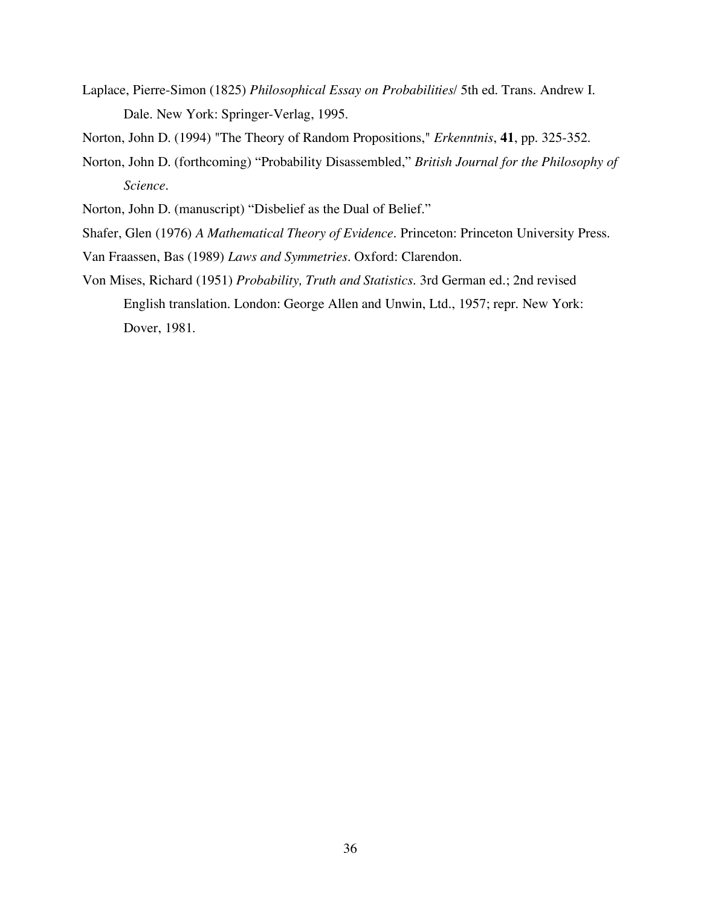Laplace, Pierre-Simon (1825) *Philosophical Essay on Probabilities*/ 5th ed. Trans. Andrew I. Dale. New York: Springer-Verlag, 1995.

Norton, John D. (1994) "The Theory of Random Propositions," *Erkenntnis*, **41**, pp. 325-352.

Norton, John D. (forthcoming) "Probability Disassembled," *British Journal for the Philosophy of Science*.

Norton, John D. (manuscript) "Disbelief as the Dual of Belief."

Shafer, Glen (1976) *A Mathematical Theory of Evidence*. Princeton: Princeton University Press.

Van Fraassen, Bas (1989) *Laws and Symmetries*. Oxford: Clarendon.

Von Mises, Richard (1951) *Probability, Truth and Statistics*. 3rd German ed.; 2nd revised English translation. London: George Allen and Unwin, Ltd., 1957; repr. New York: Dover, 1981.